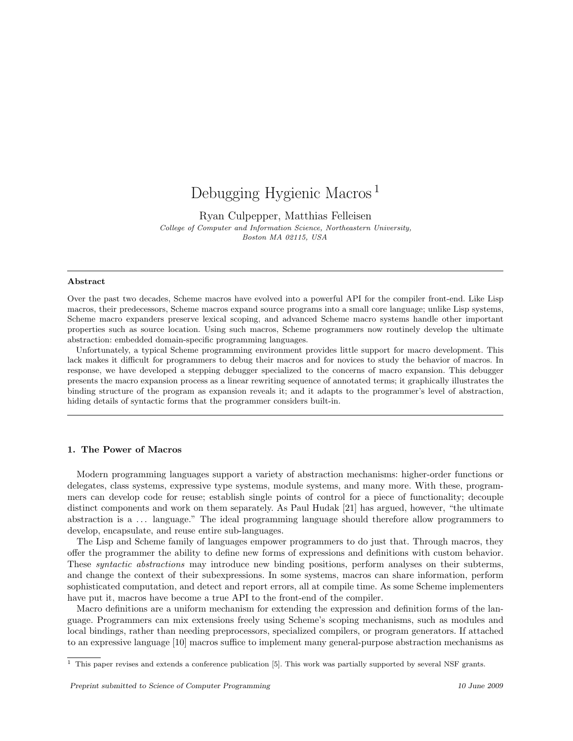# Debugging Hygienic Macros [1]

Ryan Culpepper, Matthias Felleisen

*College of Computer and Information Science, Northeastern University, Boston MA 02115, USA*

---

**Abstract**

Over the past two decades, Scheme macros have evolved into a powerful API for the compiler front-end. Like Lisp macros, their predecessors, Scheme macros expand source programs into a small core language; unlike Lisp systems, Scheme macro expanders preserve lexical scoping, and advanced Scheme macro systems handle other important properties such as source location. Using such macros, Scheme programmers now routinely develop the ultimate abstraction: embedded domain-specific programming languages.

Unfortunately, a typical Scheme programming environment provides little support for macro development. This lack makes it difficult for programmers to debug their macros and for novices to study the behavior of macros. In response, we have developed a stepping debugger specialized to the concerns of macro expansion. This debugger presents the macro expansion process as a linear rewriting sequence of annotated terms; it graphically illustrates the binding structure of the program as expansion reveals it; and it adapts to the programmer's level of abstraction, hiding details of syntactic forms that the programmer considers built-in.

---

## 1. The Power of Macros

Modern programming languages support a variety of abstraction mechanisms: higher-order functions or delegates, class systems, expressive type systems, module systems, and many more. With these, programmers can develop code for reuse; establish single points of control for a piece of functionality; decouple distinct components and work on them separately. As Paul Hudak [21] has argued, however, "the ultimate abstraction is a ... language." The ideal programming language should therefore allow programmers to develop, encapsulate, and reuse entire sub-languages.

The Lisp and Scheme family of languages empower programmers to do just that. Through macros, they offer the programmer the ability to define new forms of expressions and definitions with custom behavior. These *syntactic abstractions* may introduce new binding positions, perform analyses on their subterms, and change the context of their subexpressions. In some systems, macros can share information, perform sophisticated computation, and detect and report errors, all at compile time. As some Scheme implementers have put it, macros have become a true API to the front-end of the compiler.

Macro definitions are a uniform mechanism for extending the expression and definition forms of the language. Programmers can mix extensions freely using Scheme's scoping mechanisms, such as modules and local bindings, rather than needing preprocessors, specialized compilers, or program generators. If attached to an expressive language [10] macros suffice to implement many general-purpose abstraction mechanisms as

---

[1] This paper revises and extends a conference publication [5]. This work was partially supported by several NSF grants.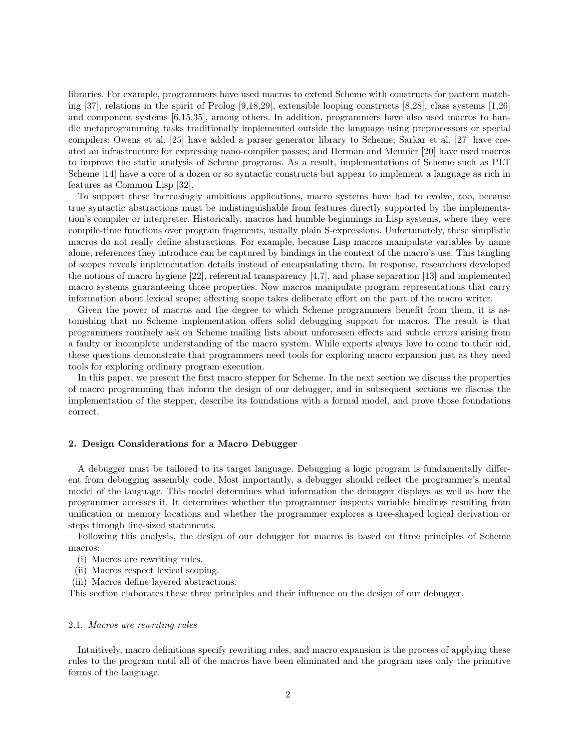libraries. For example, programmers have used macros to extend Scheme with constructs for pattern matching [37], relations in the spirit of Prolog [9,18,29], extensible looping constructs [8,28], class systems [1,26] and component systems [6,15,35], among others. In addition, programmers have also used macros to handle metaprogramming tasks traditionally implemented outside the language using preprocessors or special compilers: Owens et al. [25] have added a parser generator library to Scheme; Sarkar et al. [27] have created an infrastructure for expressing nano-compiler passes; and Herman and Meunier [20] have used macros to improve the static analysis of Scheme programs. As a result, implementations of Scheme such as PLT Scheme [14] have a core of a dozen or so syntactic constructs but appear to implement a language as rich in features as Common Lisp [32].

To support these increasingly ambitious applications, macro systems have had to evolve, too, because true syntactic abstractions must be indistinguishable from features directly supported by the implementation's compiler or interpreter. Historically, macros had humble beginnings in Lisp systems, where they were compile-time functions over program fragments, usually plain S-expressions. Unfortunately, these simplistic macros do not really define abstractions. For example, because Lisp macros manipulate variables by name alone, references they introduce can be captured by bindings in the context of the macro's use. This tangling of scopes reveals implementation details instead of encapsulating them. In response, researchers developed the notions of macro hygiene [22], referential transparency [4,7], and phase separation [13] and implemented macro systems guaranteeing those properties. Now macros manipulate program representations that carry information about lexical scope; affecting scope takes deliberate effort on the part of the macro writer.

Given the power of macros and the degree to which Scheme programmers benefit from them, it is astonishing that no Scheme implementation offers solid debugging support for macros. The result is that programmers routinely ask on Scheme mailing lists about unforeseen effects and subtle errors arising from a faulty or incomplete understanding of the macro system. While experts always love to come to their aid, these questions demonstrate that programmers need tools for exploring macro expansion just as they need tools for exploring ordinary program execution.

In this paper, we present the first macro stepper for Scheme. In the next section we discuss the properties of macro programming that inform the design of our debugger, and in subsequent sections we discuss the implementation of the stepper, describe its foundations with a formal model, and prove those foundations correct.

## 2. Design Considerations for a Macro Debugger

A debugger must be tailored to its target language. Debugging a logic program is fundamentally different from debugging assembly code. Most importantly, a debugger should reflect the programmer's mental model of the language. This model determines what information the debugger displays as well as how the programmer accesses it. It determines whether the programmer inspects variable bindings resulting from unification or memory locations and whether the programmer explores a tree-shaped logical derivation or steps through line-sized statements.

Following this analysis, the design of our debugger for macros is based on three principles of Scheme macros:

(i) Macros are rewriting rules.
(ii) Macros respect lexical scoping.
(iii) Macros define layered abstractions.

This section elaborates these three principles and their influence on the design of our debugger.

### 2.1. *Macros are rewriting rules*

Intuitively, macro definitions specify rewriting rules, and macro expansion is the process of applying these rules to the program until all of the macros have been eliminated and the program uses only the primitive forms of the language.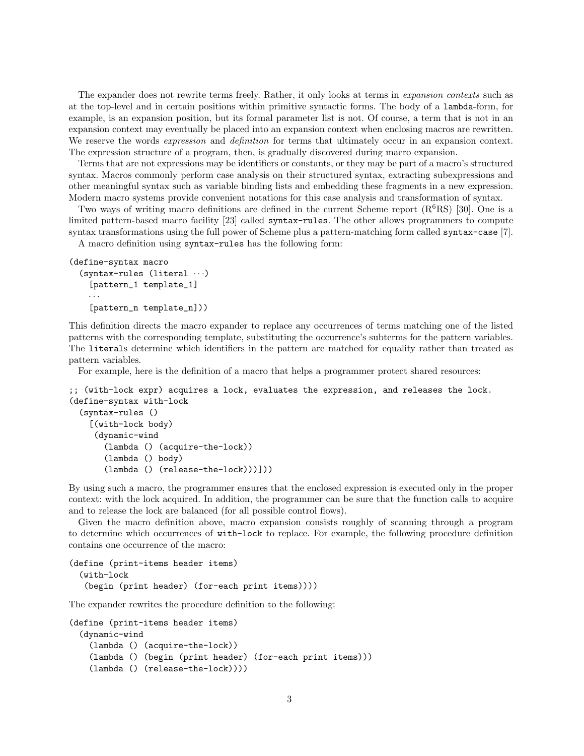The expander does not rewrite terms freely. Rather, it only looks at terms in *expansion contexts* such as at the top-level and in certain positions within primitive syntactic forms. The body of a `lambda`-form, for example, is an expansion position, but its formal parameter list is not. Of course, a term that is not in an expansion context may eventually be placed into an expansion context when enclosing macros are rewritten. We reserve the words *expression* and *definition* for terms that ultimately occur in an expansion context. The expression structure of a program, then, is gradually discovered during macro expansion.

Terms that are not expressions may be identifiers or constants, or they may be part of a macro's structured syntax. Macros commonly perform case analysis on their structured syntax, extracting subexpressions and other meaningful syntax such as variable binding lists and embedding these fragments in a new expression. Modern macro systems provide convenient notations for this case analysis and transformation of syntax.

Two ways of writing macro definitions are defined in the current Scheme report (R$^6$RS) [30]. One is a limited pattern-based macro facility [23] called `syntax-rules`. The other allows programmers to compute syntax transformations using the full power of Scheme plus a pattern-matching form called `syntax-case` [7].

A macro definition using `syntax-rules` has the following form:

```
(define-syntax macro
  (syntax-rules (literal ···)
    [pattern_1 template_1]
    ···
    [pattern_n template_n]))
```

This definition directs the macro expander to replace any occurrences of terms matching one of the listed patterns with the corresponding template, substituting the occurrence's subterms for the pattern variables. The `literal`s determine which identifiers in the pattern are matched for equality rather than treated as pattern variables.

For example, here is the definition of a macro that helps a programmer protect shared resources:

```
;; (with-lock expr) acquires a lock, evaluates the expression, and releases the lock.
(define-syntax with-lock
  (syntax-rules ()
    [(with-lock body)
     (dynamic-wind
       (lambda () (acquire-the-lock))
       (lambda () body)
       (lambda () (release-the-lock)))]))
```

By using such a macro, the programmer ensures that the enclosed expression is executed only in the proper context: with the lock acquired. In addition, the programmer can be sure that the function calls to acquire and to release the lock are balanced (for all possible control flows).

Given the macro definition above, macro expansion consists roughly of scanning through a program to determine which occurrences of `with-lock` to replace. For example, the following procedure definition contains one occurrence of the macro:

```
(define (print-items header items)
  (with-lock
   (begin (print header) (for-each print items))))
```

The expander rewrites the procedure definition to the following:

```
(define (print-items header items)
  (dynamic-wind
    (lambda () (acquire-the-lock))
    (lambda () (begin (print header) (for-each print items)))
    (lambda () (release-the-lock))))
```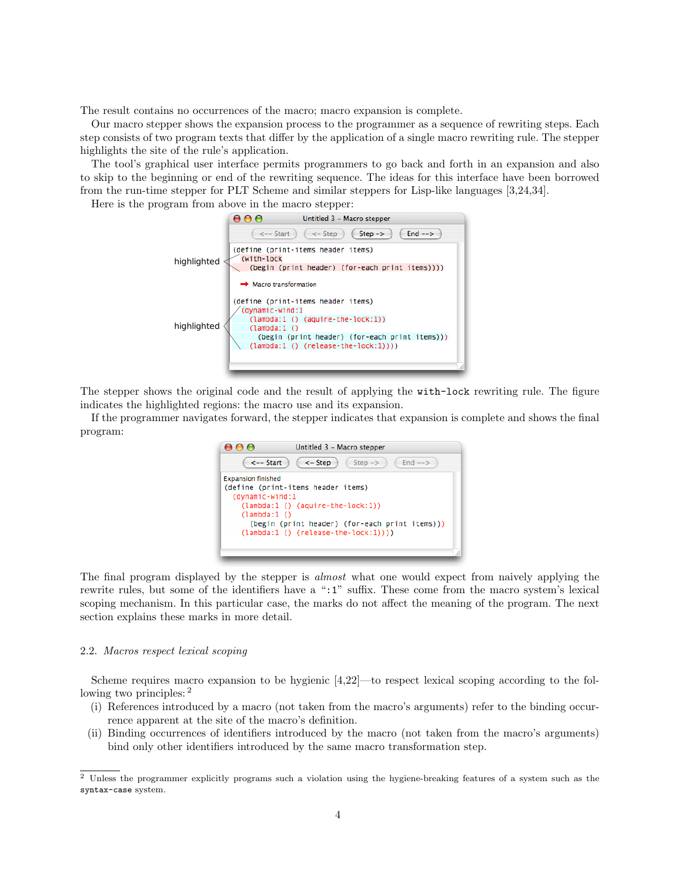The result contains no occurrences of the macro; macro expansion is complete.

Our macro stepper shows the expansion process to the programmer as a sequence of rewriting steps. Each step consists of two program texts that differ by the application of a single macro rewriting rule. The stepper highlights the site of the rule's application.

The tool's graphical user interface permits programmers to go back and forth in an expansion and also to skip to the beginning or end of the rewriting sequence. The ideas for this interface have been borrowed from the run-time stepper for PLT Scheme and similar steppers for Lisp-like languages [3,24,34].

Here is the program from above in the macro stepper:

```
Untitled 3 – Macro stepper
[<-- Start] [<- Step] [Step ->] [End -->]

(define (print-items header items)
  (with-lock
    (begin (print header) (for-each print items))))

→ Macro transformation

(define (print-items header items)
  (dynamic-wind:1
    (lambda:1 () (aquire-the-lock:1))
    (lambda:1 ()
      (begin (print header) (for-each print items)))
    (lambda:1 () (release-the-lock:1))))
```

The stepper shows the original code and the result of applying the `with-lock` rewriting rule. The figure indicates the highlighted regions: the macro use and its expansion.

If the programmer navigates forward, the stepper indicates that expansion is complete and shows the final program:

```
Untitled 3 – Macro stepper
[<-- Start] [<- Step] [Step ->] [End -->]

Expansion finished
(define (print-items header items)
  (dynamic-wind:1
    (lambda:1 () (aquire-the-lock:1))
    (lambda:1 ()
      (begin (print header) (for-each print items)))
    (lambda:1 () (release-the-lock:1))))
```

The final program displayed by the stepper is *almost* what one would expect from naively applying the rewrite rules, but some of the identifiers have a "`:1`" suffix. These come from the macro system's lexical scoping mechanism. In this particular case, the marks do not affect the meaning of the program. The next section explains these marks in more detail.

## 2.2. *Macros respect lexical scoping*

Scheme requires macro expansion to be hygienic [4,22]—to respect lexical scoping according to the following two principles: [2]

(i) References introduced by a macro (not taken from the macro's arguments) refer to the binding occurrence apparent at the site of the macro's definition.

(ii) Binding occurrences of identifiers introduced by the macro (not taken from the macro's arguments) bind only other identifiers introduced by the same macro transformation step.

---

[2] Unless the programmer explicitly programs such a violation using the hygiene-breaking features of a system such as the `syntax-case` system.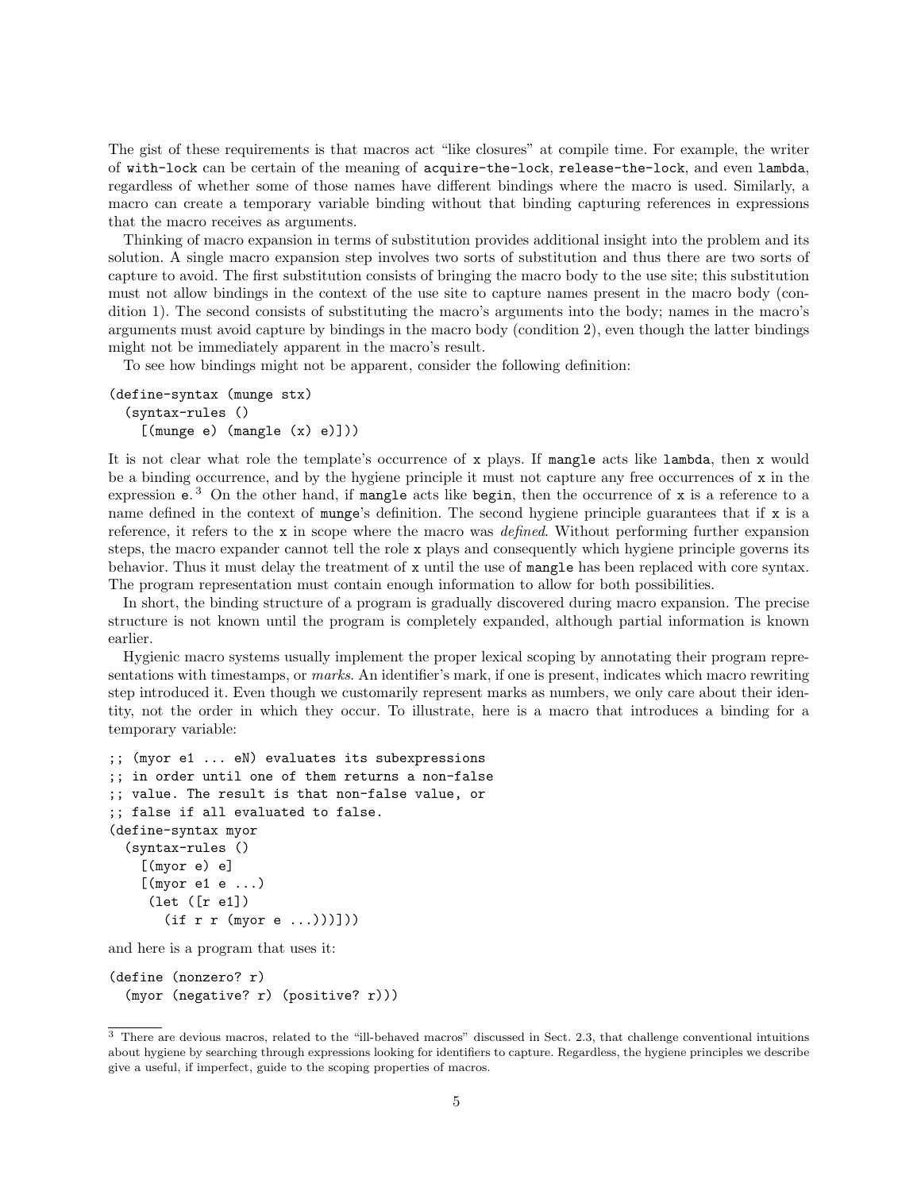The gist of these requirements is that macros act "like closures" at compile time. For example, the writer of `with-lock` can be certain of the meaning of `acquire-the-lock`, `release-the-lock`, and even `lambda`, regardless of whether some of those names have different bindings where the macro is used. Similarly, a macro can create a temporary variable binding without that binding capturing references in expressions that the macro receives as arguments.

Thinking of macro expansion in terms of substitution provides additional insight into the problem and its solution. A single macro expansion step involves two sorts of substitution and thus there are two sorts of capture to avoid. The first substitution consists of bringing the macro body to the use site; this substitution must not allow bindings in the context of the use site to capture names present in the macro body (condition 1). The second consists of substituting the macro's arguments into the body; names in the macro's arguments must avoid capture by bindings in the macro body (condition 2), even though the latter bindings might not be immediately apparent in the macro's result.

To see how bindings might not be apparent, consider the following definition:

```
(define-syntax (munge stx)
  (syntax-rules ()
    [(munge e) (mangle (x) e)]))
```

It is not clear what role the template's occurrence of `x` plays. If `mangle` acts like `lambda`, then `x` would be a binding occurrence, and by the hygiene principle it must not capture any free occurrences of `x` in the expression `e`.[3] On the other hand, if `mangle` acts like `begin`, then the occurrence of `x` is a reference to a name defined in the context of `munge`'s definition. The second hygiene principle guarantees that if `x` is a reference, it refers to the `x` in scope where the macro was *defined*. Without performing further expansion steps, the macro expander cannot tell the role `x` plays and consequently which hygiene principle governs its behavior. Thus it must delay the treatment of `x` until the use of `mangle` has been replaced with core syntax. The program representation must contain enough information to allow for both possibilities.

In short, the binding structure of a program is gradually discovered during macro expansion. The precise structure is not known until the program is completely expanded, although partial information is known earlier.

Hygienic macro systems usually implement the proper lexical scoping by annotating their program representations with timestamps, or *marks*. An identifier's mark, if one is present, indicates which macro rewriting step introduced it. Even though we customarily represent marks as numbers, we only care about their identity, not the order in which they occur. To illustrate, here is a macro that introduces a binding for a temporary variable:

```
;; (myor e1 ... eN) evaluates its subexpressions
;; in order until one of them returns a non-false
;; value. The result is that non-false value, or
;; false if all evaluated to false.
(define-syntax myor
  (syntax-rules ()
    [(myor e) e]
    [(myor e1 e ...)
     (let ([r e1])
       (if r r (myor e ...)))]))
```

and here is a program that uses it:

```
(define (nonzero? r)
  (myor (negative? r) (positive? r)))
```

[3] There are devious macros, related to the "ill-behaved macros" discussed in Sect. 2.3, that challenge conventional intuitions about hygiene by searching through expressions looking for identifiers to capture. Regardless, the hygiene principles we describe give a useful, if imperfect, guide to the scoping properties of macros.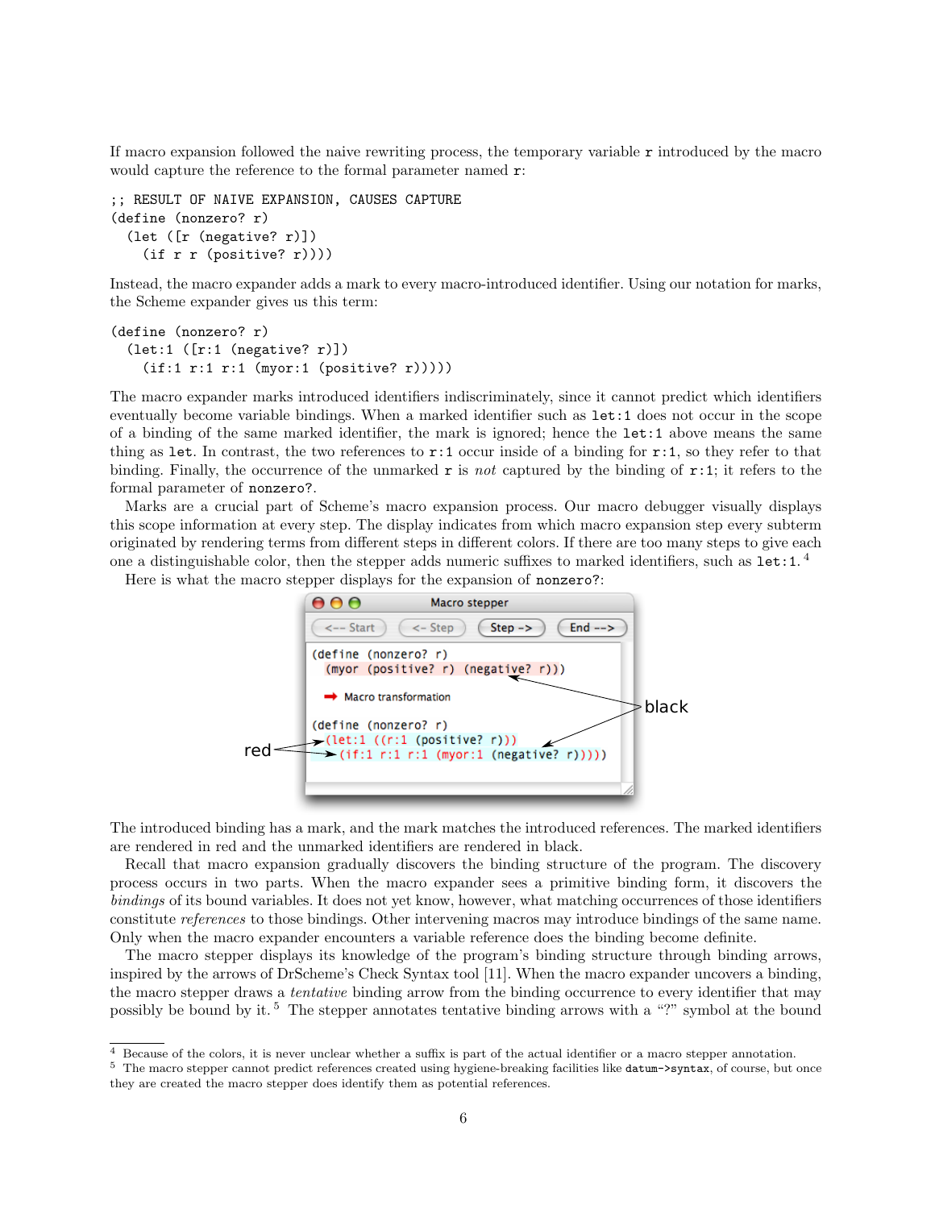If macro expansion followed the naive rewriting process, the temporary variable `r` introduced by the macro would capture the reference to the formal parameter named `r`:

```
;; RESULT OF NAIVE EXPANSION, CAUSES CAPTURE
(define (nonzero? r)
  (let ([r (negative? r)])
    (if r r (positive? r))))
```

Instead, the macro expander adds a mark to every macro-introduced identifier. Using our notation for marks, the Scheme expander gives us this term:

```
(define (nonzero? r)
  (let:1 ([r:1 (negative? r)])
    (if:1 r:1 r:1 (myor:1 (positive? r)))))
```

The macro expander marks introduced identifiers indiscriminately, since it cannot predict which identifiers eventually become variable bindings. When a marked identifier such as `let:1` does not occur in the scope of a binding of the same marked identifier, the mark is ignored; hence the `let:1` above means the same thing as `let`. In contrast, the two references to `r:1` occur inside of a binding for `r:1`, so they refer to that binding. Finally, the occurrence of the unmarked `r` is *not* captured by the binding of `r:1`; it refers to the formal parameter of `nonzero?`.

Marks are a crucial part of Scheme's macro expansion process. Our macro debugger visually displays this scope information at every step. The display indicates from which macro expansion step every subterm originated by rendering terms from different steps in different colors. If there are too many steps to give each one a distinguishable color, then the stepper adds numeric suffixes to marked identifiers, such as `let:1`.[4]

Here is what the macro stepper displays for the expansion of `nonzero?`:

```
Macro stepper
<-- Start   <- Step   Step ->   End -->

(define (nonzero? r)
  (myor (positive? r) (negative? r)))

  → Macro transformation

(define (nonzero? r)
  (let:1 ((r:1 (positive? r)))
    (if:1 r:1 r:1 (myor:1 (negative? r)))))
```

red    black

The introduced binding has a mark, and the mark matches the introduced references. The marked identifiers are rendered in red and the unmarked identifiers are rendered in black.

Recall that macro expansion gradually discovers the binding structure of the program. The discovery process occurs in two parts. When the macro expander sees a primitive binding form, it discovers the *bindings* of its bound variables. It does not yet know, however, what matching occurrences of those identifiers constitute *references* to those bindings. Other intervening macros may introduce bindings of the same name. Only when the macro expander encounters a variable reference does the binding become definite.

The macro stepper displays its knowledge of the program's binding structure through binding arrows, inspired by the arrows of DrScheme's Check Syntax tool [11]. When the macro expander uncovers a binding, the macro stepper draws a *tentative* binding arrow from the binding occurrence to every identifier that may possibly be bound by it.[5] The stepper annotates tentative binding arrows with a "?" symbol at the bound

[4] Because of the colors, it is never unclear whether a suffix is part of the actual identifier or a macro stepper annotation.

[5] The macro stepper cannot predict references created using hygiene-breaking facilities like `datum->syntax`, of course, but once they are created the macro stepper does identify them as potential references.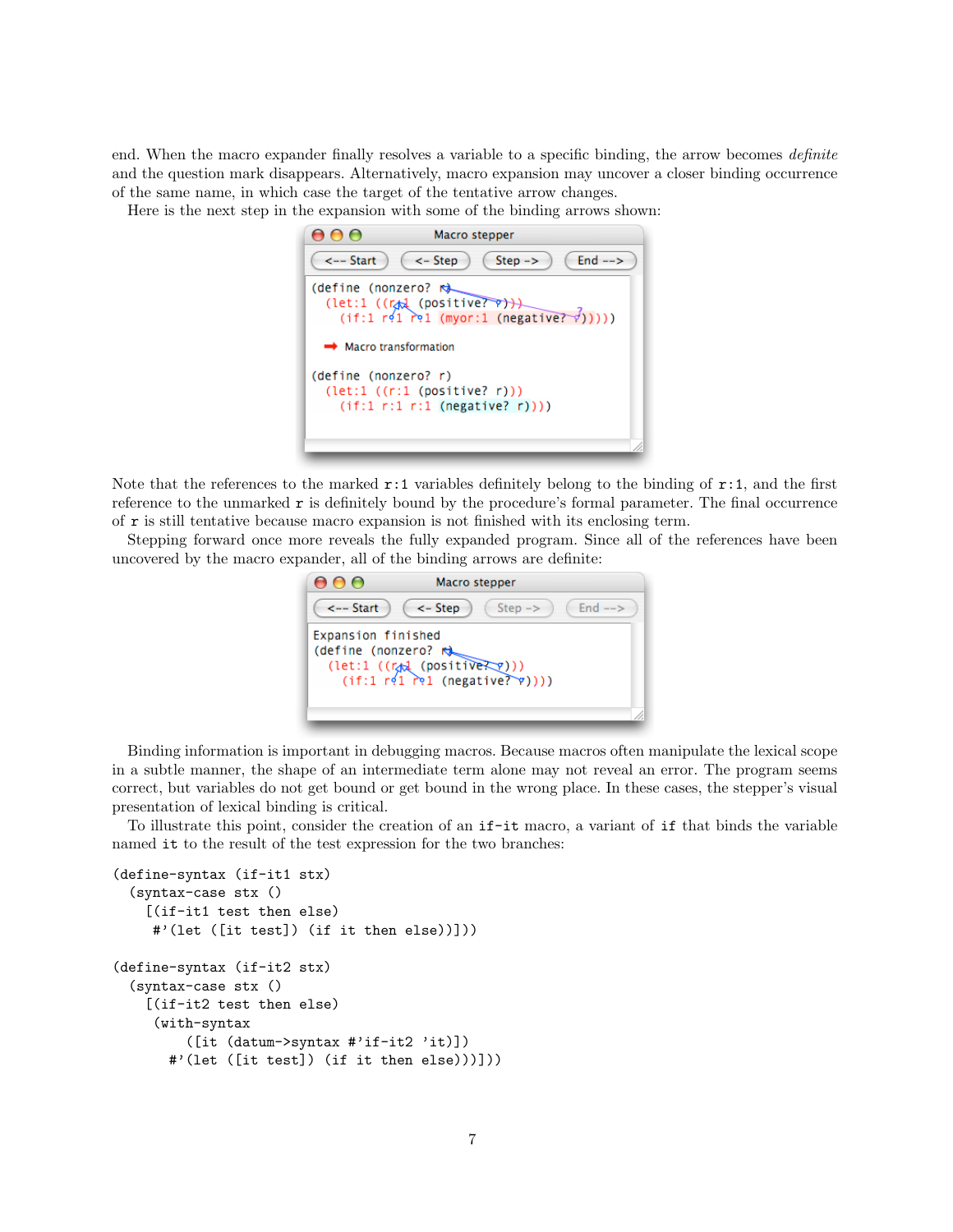end. When the macro expander finally resolves a variable to a specific binding, the arrow becomes *definite* and the question mark disappears. Alternatively, macro expansion may uncover a closer binding occurrence of the same name, in which case the target of the tentative arrow changes.

Here is the next step in the expansion with some of the binding arrows shown:

Note that the references to the marked `r:1` variables definitely belong to the binding of `r:1`, and the first reference to the unmarked `r` is definitely bound by the procedure's formal parameter. The final occurrence of `r` is still tentative because macro expansion is not finished with its enclosing term.

Stepping forward once more reveals the fully expanded program. Since all of the references have been uncovered by the macro expander, all of the binding arrows are definite:

Binding information is important in debugging macros. Because macros often manipulate the lexical scope in a subtle manner, the shape of an intermediate term alone may not reveal an error. The program seems correct, but variables do not get bound or get bound in the wrong place. In these cases, the stepper's visual presentation of lexical binding is critical.

To illustrate this point, consider the creation of an `if-it` macro, a variant of `if` that binds the variable named `it` to the result of the test expression for the two branches:

```
(define-syntax (if-it1 stx)
  (syntax-case stx ()
    [(if-it1 test then else)
     #'(let ([it test]) (if it then else))]))

(define-syntax (if-it2 stx)
  (syntax-case stx ()
    [(if-it2 test then else)
     (with-syntax
         ([it (datum->syntax #'if-it2 'it)])
       #'(let ([it test]) (if it then else)))]))
```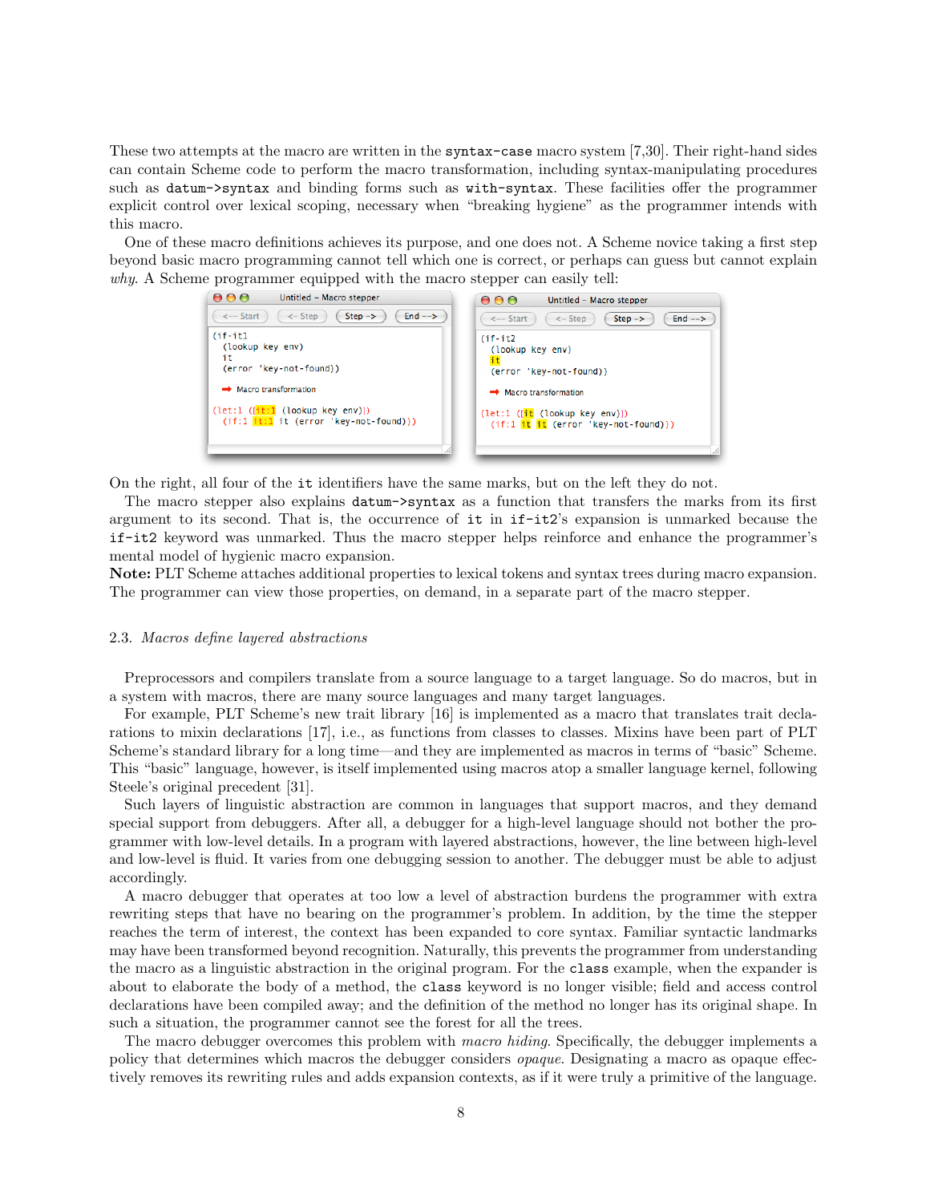These two attempts at the macro are written in the `syntax-case` macro system [7,30]. Their right-hand sides can contain Scheme code to perform the macro transformation, including syntax-manipulating procedures such as `datum->syntax` and binding forms such as `with-syntax`. These facilities offer the programmer explicit control over lexical scoping, necessary when "breaking hygiene" as the programmer intends with this macro.

One of these macro definitions achieves its purpose, and one does not. A Scheme novice taking a first step beyond basic macro programming cannot tell which one is correct, or perhaps can guess but cannot explain *why*. A Scheme programmer equipped with the macro stepper can easily tell:

```
(if-it1
  (lookup key env)
  it
  (error 'key-not-found))

→ Macro transformation

(let:1 ((it:1 (lookup key env)))
  (if:1 it:1 it (error 'key-not-found)))
```

```
(if-it2
  (lookup key env)
  it
  (error 'key-not-found))

→ Macro transformation

(let:1 ((it (lookup key env)))
  (if:1 it it (error 'key-not-found)))
```

On the right, all four of the `it` identifiers have the same marks, but on the left they do not.

The macro stepper also explains `datum->syntax` as a function that transfers the marks from its first argument to its second. That is, the occurrence of `it` in `if-it2`'s expansion is unmarked because the `if-it2` keyword was unmarked. Thus the macro stepper helps reinforce and enhance the programmer's mental model of hygienic macro expansion.

**Note:** PLT Scheme attaches additional properties to lexical tokens and syntax trees during macro expansion. The programmer can view those properties, on demand, in a separate part of the macro stepper.

### 2.3. *Macros define layered abstractions*

Preprocessors and compilers translate from a source language to a target language. So do macros, but in a system with macros, there are many source languages and many target languages.

For example, PLT Scheme's new trait library [16] is implemented as a macro that translates trait declarations to mixin declarations [17], i.e., as functions from classes to classes. Mixins have been part of PLT Scheme's standard library for a long time—and they are implemented as macros in terms of "basic" Scheme. This "basic" language, however, is itself implemented using macros atop a smaller language kernel, following Steele's original precedent [31].

Such layers of linguistic abstraction are common in languages that support macros, and they demand special support from debuggers. After all, a debugger for a high-level language should not bother the programmer with low-level details. In a program with layered abstractions, however, the line between high-level and low-level is fluid. It varies from one debugging session to another. The debugger must be able to adjust accordingly.

A macro debugger that operates at too low a level of abstraction burdens the programmer with extra rewriting steps that have no bearing on the programmer's problem. In addition, by the time the stepper reaches the term of interest, the context has been expanded to core syntax. Familiar syntactic landmarks may have been transformed beyond recognition. Naturally, this prevents the programmer from understanding the macro as a linguistic abstraction in the original program. For the `class` example, when the expander is about to elaborate the body of a method, the `class` keyword is no longer visible; field and access control declarations have been compiled away; and the definition of the method no longer has its original shape. In such a situation, the programmer cannot see the forest for all the trees.

The macro debugger overcomes this problem with *macro hiding*. Specifically, the debugger implements a policy that determines which macros the debugger considers *opaque*. Designating a macro as opaque effectively removes its rewriting rules and adds expansion contexts, as if it were truly a primitive of the language.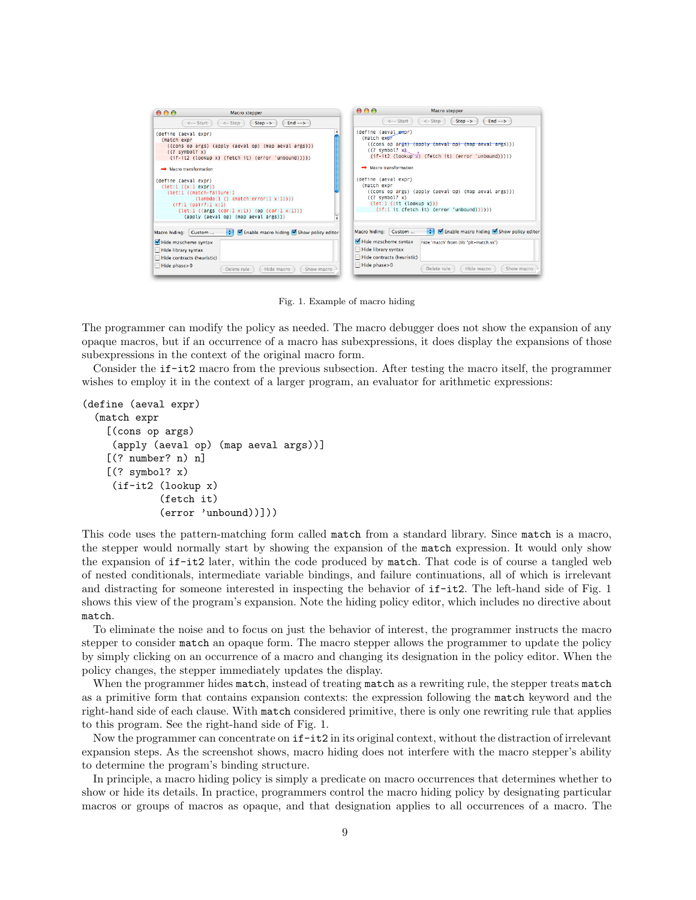Fig. 1. Example of macro hiding

The programmer can modify the policy as needed. The macro debugger does not show the expansion of any opaque macros, but if an occurrence of a macro has subexpressions, it does display the expansions of those subexpressions in the context of the original macro form.

Consider the `if-it2` macro from the previous subsection. After testing the macro itself, the programmer wishes to employ it in the context of a larger program, an evaluator for arithmetic expressions:

```
(define (aeval expr)
  (match expr
    [(cons op args)
     (apply (aeval op) (map aeval args))]
    [(? number? n) n]
    [(? symbol? x)
     (if-it2 (lookup x)
             (fetch it)
             (error 'unbound))]))
```

This code uses the pattern-matching form called `match` from a standard library. Since `match` is a macro, the stepper would normally start by showing the expansion of the `match` expression. It would only show the expansion of `if-it2` later, within the code produced by `match`. That code is of course a tangled web of nested conditionals, intermediate variable bindings, and failure continuations, all of which is irrelevant and distracting for someone interested in inspecting the behavior of `if-it2`. The left-hand side of Fig. 1 shows this view of the program's expansion. Note the hiding policy editor, which includes no directive about `match`.

To eliminate the noise and to focus on just the behavior of interest, the programmer instructs the macro stepper to consider `match` an opaque form. The macro stepper allows the programmer to update the policy by simply clicking on an occurrence of a macro and changing its designation in the policy editor. When the policy changes, the stepper immediately updates the display.

When the programmer hides `match`, instead of treating `match` as a rewriting rule, the stepper treats `match` as a primitive form that contains expansion contexts: the expression following the `match` keyword and the right-hand side of each clause. With `match` considered primitive, there is only one rewriting rule that applies to this program. See the right-hand side of Fig. 1.

Now the programmer can concentrate on `if-it2` in its original context, without the distraction of irrelevant expansion steps. As the screenshot shows, macro hiding does not interfere with the macro stepper's ability to determine the program's binding structure.

In principle, a macro hiding policy is simply a predicate on macro occurrences that determines whether to show or hide its details. In practice, programmers control the macro hiding policy by designating particular macros or groups of macros as opaque, and that designation applies to all occurrences of a macro. The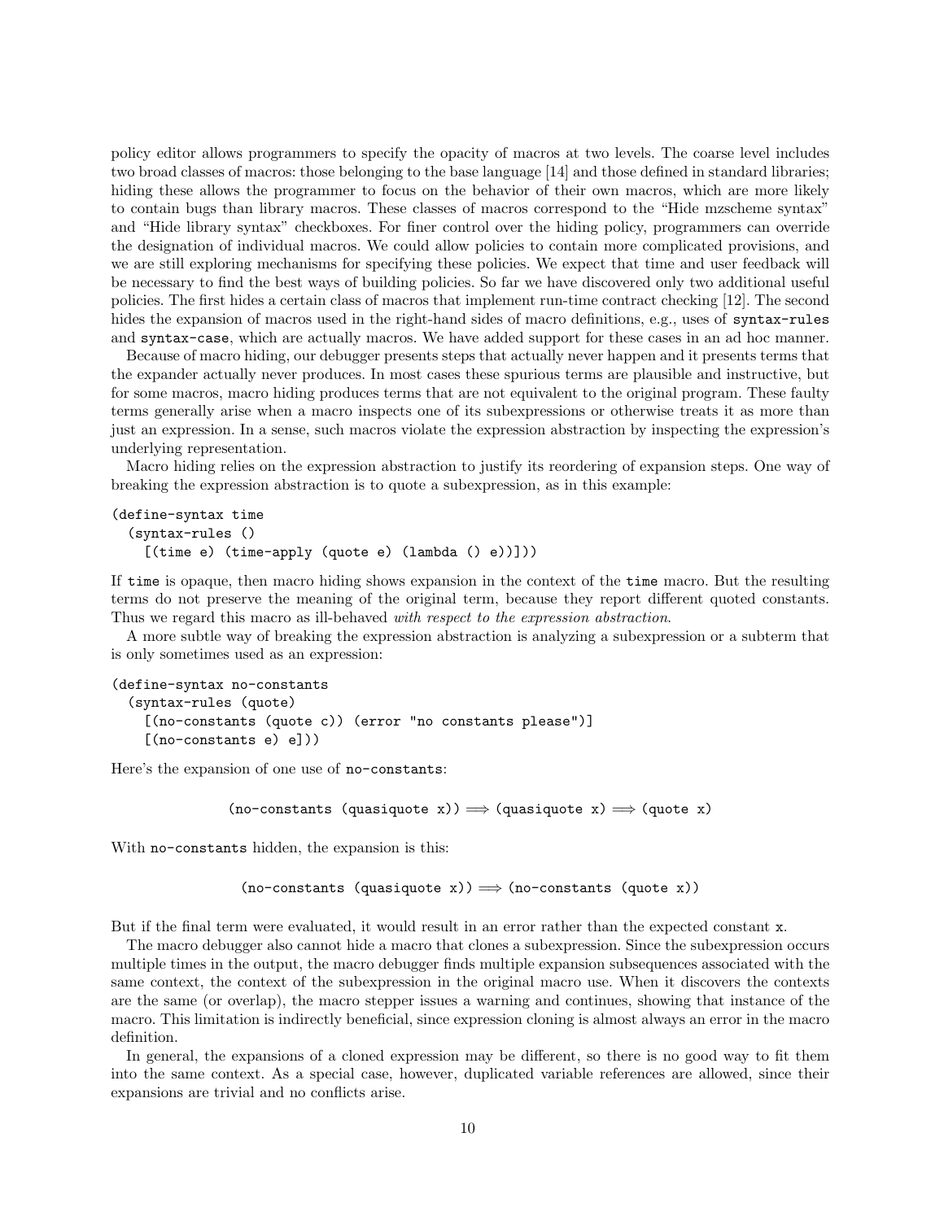policy editor allows programmers to specify the opacity of macros at two levels. The coarse level includes two broad classes of macros: those belonging to the base language [14] and those defined in standard libraries; hiding these allows the programmer to focus on the behavior of their own macros, which are more likely to contain bugs than library macros. These classes of macros correspond to the "Hide mzscheme syntax" and "Hide library syntax" checkboxes. For finer control over the hiding policy, programmers can override the designation of individual macros. We could allow policies to contain more complicated provisions, and we are still exploring mechanisms for specifying these policies. We expect that time and user feedback will be necessary to find the best ways of building policies. So far we have discovered only two additional useful policies. The first hides a certain class of macros that implement run-time contract checking [12]. The second hides the expansion of macros used in the right-hand sides of macro definitions, e.g., uses of `syntax-rules` and `syntax-case`, which are actually macros. We have added support for these cases in an ad hoc manner.

Because of macro hiding, our debugger presents steps that actually never happen and it presents terms that the expander actually never produces. In most cases these spurious terms are plausible and instructive, but for some macros, macro hiding produces terms that are not equivalent to the original program. These faulty terms generally arise when a macro inspects one of its subexpressions or otherwise treats it as more than just an expression. In a sense, such macros violate the expression abstraction by inspecting the expression's underlying representation.

Macro hiding relies on the expression abstraction to justify its reordering of expansion steps. One way of breaking the expression abstraction is to quote a subexpression, as in this example:

```
(define-syntax time
  (syntax-rules ()
    [(time e) (time-apply (quote e) (lambda () e))]))
```

If `time` is opaque, then macro hiding shows expansion in the context of the `time` macro. But the resulting terms do not preserve the meaning of the original term, because they report different quoted constants. Thus we regard this macro as ill-behaved *with respect to the expression abstraction*.

A more subtle way of breaking the expression abstraction is analyzing a subexpression or a subterm that is only sometimes used as an expression:

```
(define-syntax no-constants
  (syntax-rules (quote)
    [(no-constants (quote c)) (error "no constants please")]
    [(no-constants e) e]))
```

Here's the expansion of one use of `no-constants`:

`(no-constants (quasiquote x))` $\Longrightarrow$ `(quasiquote x)` $\Longrightarrow$ `(quote x)`

With `no-constants` hidden, the expansion is this:

`(no-constants (quasiquote x))` $\Longrightarrow$ `(no-constants (quote x))`

But if the final term were evaluated, it would result in an error rather than the expected constant `x`.

The macro debugger also cannot hide a macro that clones a subexpression. Since the subexpression occurs multiple times in the output, the macro debugger finds multiple expansion subsequences associated with the same context, the context of the subexpression in the original macro use. When it discovers the contexts are the same (or overlap), the macro stepper issues a warning and continues, showing that instance of the macro. This limitation is indirectly beneficial, since expression cloning is almost always an error in the macro definition.

In general, the expansions of a cloned expression may be different, so there is no good way to fit them into the same context. As a special case, however, duplicated variable references are allowed, since their expansions are trivial and no conflicts arise.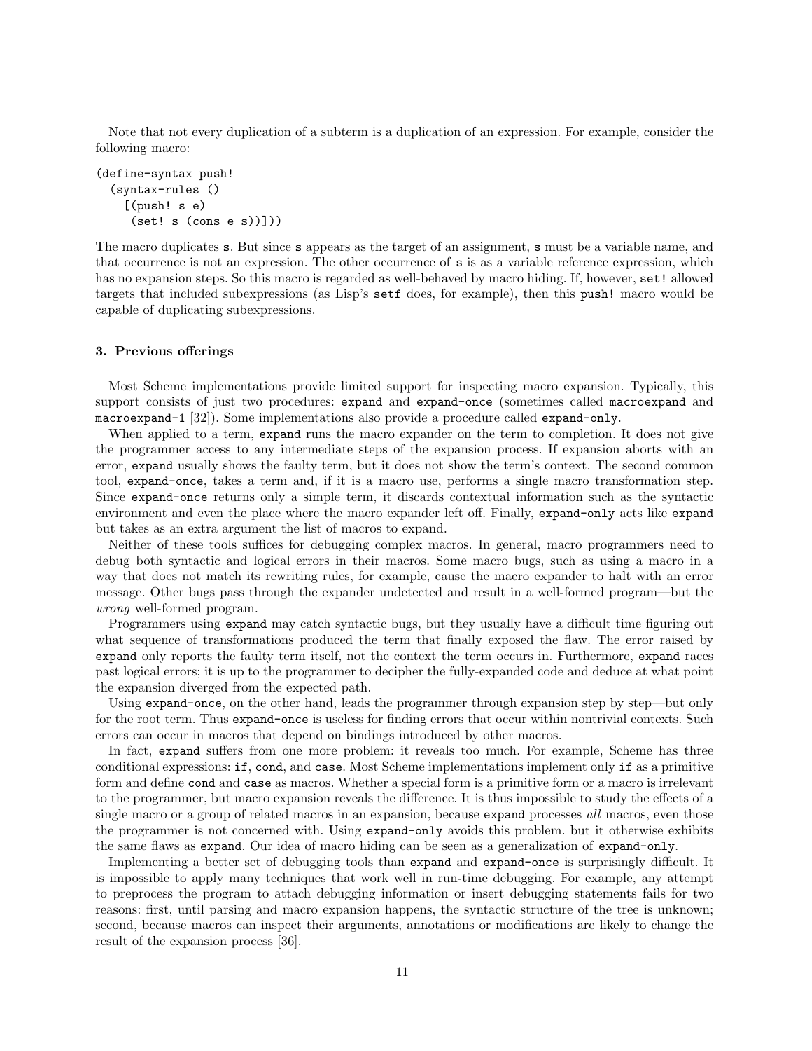Note that not every duplication of a subterm is a duplication of an expression. For example, consider the following macro:

```
(define-syntax push!
  (syntax-rules ()
    [(push! s e)
     (set! s (cons e s))]))
```

The macro duplicates `s`. But since `s` appears as the target of an assignment, `s` must be a variable name, and that occurrence is not an expression. The other occurrence of `s` is as a variable reference expression, which has no expansion steps. So this macro is regarded as well-behaved by macro hiding. If, however, `set!` allowed targets that included subexpressions (as Lisp's `setf` does, for example), then this `push!` macro would be capable of duplicating subexpressions.

### 3. Previous offerings

Most Scheme implementations provide limited support for inspecting macro expansion. Typically, this support consists of just two procedures: `expand` and `expand-once` (sometimes called `macroexpand` and `macroexpand-1` [32]). Some implementations also provide a procedure called `expand-only`.

When applied to a term, `expand` runs the macro expander on the term to completion. It does not give the programmer access to any intermediate steps of the expansion process. If expansion aborts with an error, `expand` usually shows the faulty term, but it does not show the term's context. The second common tool, `expand-once`, takes a term and, if it is a macro use, performs a single macro transformation step. Since `expand-once` returns only a simple term, it discards contextual information such as the syntactic environment and even the place where the macro expander left off. Finally, `expand-only` acts like `expand` but takes as an extra argument the list of macros to expand.

Neither of these tools suffices for debugging complex macros. In general, macro programmers need to debug both syntactic and logical errors in their macros. Some macro bugs, such as using a macro in a way that does not match its rewriting rules, for example, cause the macro expander to halt with an error message. Other bugs pass through the expander undetected and result in a well-formed program—but the *wrong* well-formed program.

Programmers using `expand` may catch syntactic bugs, but they usually have a difficult time figuring out what sequence of transformations produced the term that finally exposed the flaw. The error raised by `expand` only reports the faulty term itself, not the context the term occurs in. Furthermore, `expand` races past logical errors; it is up to the programmer to decipher the fully-expanded code and deduce at what point the expansion diverged from the expected path.

Using `expand-once`, on the other hand, leads the programmer through expansion step by step—but only for the root term. Thus `expand-once` is useless for finding errors that occur within nontrivial contexts. Such errors can occur in macros that depend on bindings introduced by other macros.

In fact, `expand` suffers from one more problem: it reveals too much. For example, Scheme has three conditional expressions: `if`, `cond`, and `case`. Most Scheme implementations implement only `if` as a primitive form and define `cond` and `case` as macros. Whether a special form is a primitive form or a macro is irrelevant to the programmer, but macro expansion reveals the difference. It is thus impossible to study the effects of a single macro or a group of related macros in an expansion, because `expand` processes *all* macros, even those the programmer is not concerned with. Using `expand-only` avoids this problem. but it otherwise exhibits the same flaws as `expand`. Our idea of macro hiding can be seen as a generalization of `expand-only`.

Implementing a better set of debugging tools than `expand` and `expand-once` is surprisingly difficult. It is impossible to apply many techniques that work well in run-time debugging. For example, any attempt to preprocess the program to attach debugging information or insert debugging statements fails for two reasons: first, until parsing and macro expansion happens, the syntactic structure of the tree is unknown; second, because macros can inspect their arguments, annotations or modifications are likely to change the result of the expansion process [36].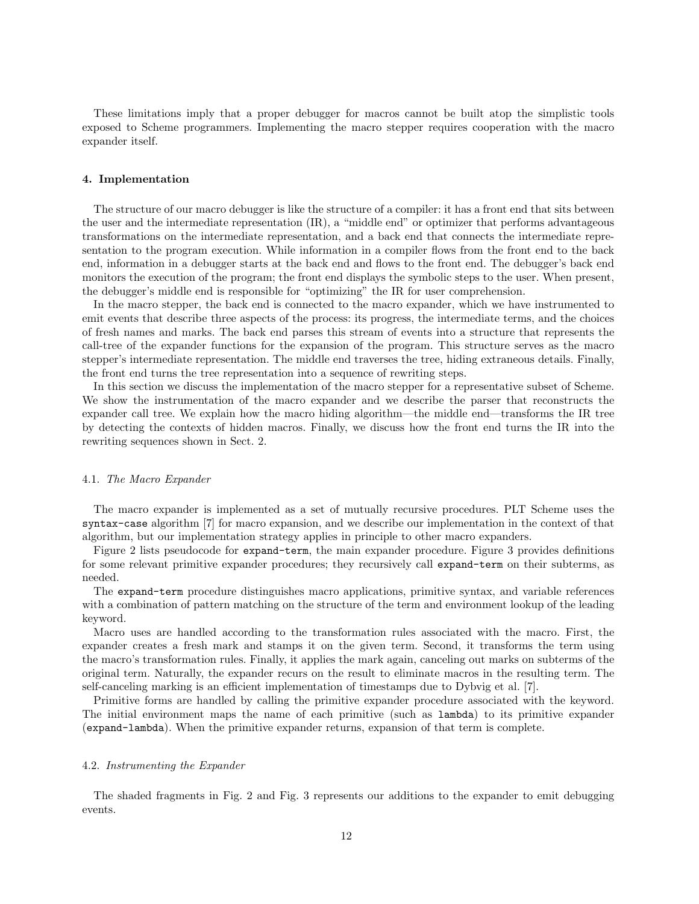These limitations imply that a proper debugger for macros cannot be built atop the simplistic tools exposed to Scheme programmers. Implementing the macro stepper requires cooperation with the macro expander itself.

## 4. Implementation

The structure of our macro debugger is like the structure of a compiler: it has a front end that sits between the user and the intermediate representation (IR), a "middle end" or optimizer that performs advantageous transformations on the intermediate representation, and a back end that connects the intermediate representation to the program execution. While information in a compiler flows from the front end to the back end, information in a debugger starts at the back end and flows to the front end. The debugger's back end monitors the execution of the program; the front end displays the symbolic steps to the user. When present, the debugger's middle end is responsible for "optimizing" the IR for user comprehension.

In the macro stepper, the back end is connected to the macro expander, which we have instrumented to emit events that describe three aspects of the process: its progress, the intermediate terms, and the choices of fresh names and marks. The back end parses this stream of events into a structure that represents the call-tree of the expander functions for the expansion of the program. This structure serves as the macro stepper's intermediate representation. The middle end traverses the tree, hiding extraneous details. Finally, the front end turns the tree representation into a sequence of rewriting steps.

In this section we discuss the implementation of the macro stepper for a representative subset of Scheme. We show the instrumentation of the macro expander and we describe the parser that reconstructs the expander call tree. We explain how the macro hiding algorithm—the middle end—transforms the IR tree by detecting the contexts of hidden macros. Finally, we discuss how the front end turns the IR into the rewriting sequences shown in Sect. 2.

### 4.1. *The Macro Expander*

The macro expander is implemented as a set of mutually recursive procedures. PLT Scheme uses the `syntax-case` algorithm [7] for macro expansion, and we describe our implementation in the context of that algorithm, but our implementation strategy applies in principle to other macro expanders.

Figure 2 lists pseudocode for `expand-term`, the main expander procedure. Figure 3 provides definitions for some relevant primitive expander procedures; they recursively call `expand-term` on their subterms, as needed.

The `expand-term` procedure distinguishes macro applications, primitive syntax, and variable references with a combination of pattern matching on the structure of the term and environment lookup of the leading keyword.

Macro uses are handled according to the transformation rules associated with the macro. First, the expander creates a fresh mark and stamps it on the given term. Second, it transforms the term using the macro's transformation rules. Finally, it applies the mark again, canceling out marks on subterms of the original term. Naturally, the expander recurs on the result to eliminate macros in the resulting term. The self-canceling marking is an efficient implementation of timestamps due to Dybvig et al. [7].

Primitive forms are handled by calling the primitive expander procedure associated with the keyword. The initial environment maps the name of each primitive (such as `lambda`) to its primitive expander (`expand-lambda`). When the primitive expander returns, expansion of that term is complete.

### 4.2. *Instrumenting the Expander*

The shaded fragments in Fig. 2 and Fig. 3 represents our additions to the expander to emit debugging events.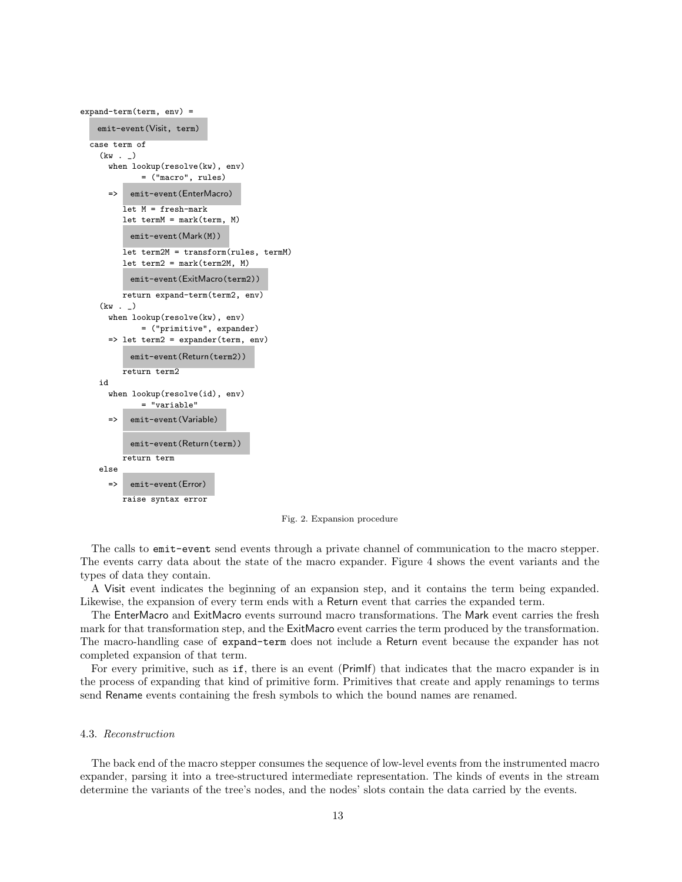```
expand-term(term, env) =
   emit-event(Visit, term)
  case term of
    (kw . _)
      when lookup(resolve(kw), env)
           = ("macro", rules)
      => emit-event(EnterMacro)
         let M = fresh-mark
         let termM = mark(term, M)
         emit-event(Mark(M))
         let term2M = transform(rules, termM)
         let term2 = mark(term2M, M)
         emit-event(ExitMacro(term2))
         return expand-term(term2, env)
    (kw . _)
      when lookup(resolve(kw), env)
           = ("primitive", expander)
      => let term2 = expander(term, env)
         emit-event(Return(term2))
         return term2
    id
      when lookup(resolve(id), env)
           = "variable"
      => emit-event(Variable)
         emit-event(Return(term))
         return term
    else
      => emit-event(Error)
         raise syntax error
```

Fig. 2. Expansion procedure

The calls to `emit-event` send events through a private channel of communication to the macro stepper. The events carry data about the state of the macro expander. Figure 4 shows the event variants and the types of data they contain.

A Visit event indicates the beginning of an expansion step, and it contains the term being expanded. Likewise, the expansion of every term ends with a Return event that carries the expanded term.

The EnterMacro and ExitMacro events surround macro transformations. The Mark event carries the fresh mark for that transformation step, and the ExitMacro event carries the term produced by the transformation. The macro-handling case of `expand-term` does not include a Return event because the expander has not completed expansion of that term.

For every primitive, such as `if`, there is an event (PrimIf) that indicates that the macro expander is in the process of expanding that kind of primitive form. Primitives that create and apply renamings to terms send Rename events containing the fresh symbols to which the bound names are renamed.

### 4.3. *Reconstruction*

The back end of the macro stepper consumes the sequence of low-level events from the instrumented macro expander, parsing it into a tree-structured intermediate representation. The kinds of events in the stream determine the variants of the tree's nodes, and the nodes' slots contain the data carried by the events.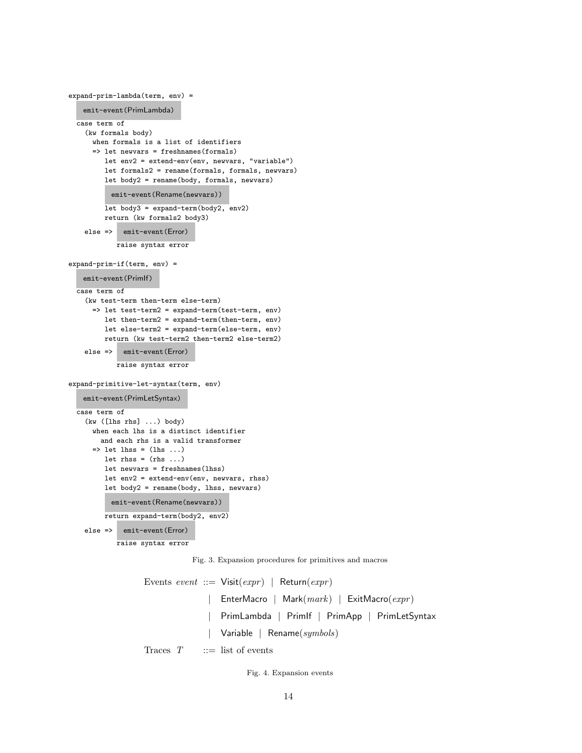```
expand-prim-lambda(term, env) =
  emit-event(PrimLambda)
  case term of
    (kw formals body)
      when formals is a list of identifiers
      => let newvars = freshnames(formals)
         let env2 = extend-env(env, newvars, "variable")
         let formals2 = rename(formals, formals, newvars)
         let body2 = rename(body, formals, newvars)
         emit-event(Rename(newvars))
         let body3 = expand-term(body2, env2)
         return (kw formals2 body3)
    else => emit-event(Error)
            raise syntax error

expand-prim-if(term, env) =
  emit-event(PrimIf)
  case term of
    (kw test-term then-term else-term)
      => let test-term2 = expand-term(test-term, env)
         let then-term2 = expand-term(then-term, env)
         let else-term2 = expand-term(else-term, env)
         return (kw test-term2 then-term2 else-term2)
    else => emit-event(Error)
            raise syntax error

expand-primitive-let-syntax(term, env)
  emit-event(PrimLetSyntax)
  case term of
    (kw ([lhs rhs] ...) body)
      when each lhs is a distinct identifier
        and each rhs is a valid transformer
      => let lhss = (lhs ...)
         let rhss = (rhs ...)
         let newvars = freshnames(lhss)
         let env2 = extend-env(env, newvars, rhss)
         let body2 = rename(body, lhss, newvars)
         emit-event(Rename(newvars))
         return expand-term(body2, env2)
    else => emit-event(Error)
            raise syntax error
```

Fig. 3. Expansion procedures for primitives and macros

$$
\begin{array}{lll}
\text{Events } \mathit{event} & ::= & \mathsf{Visit}(\mathit{expr}) \mid \mathsf{Return}(\mathit{expr}) \\
 & \mid & \mathsf{EnterMacro} \mid \mathsf{Mark}(\mathit{mark}) \mid \mathsf{ExitMacro}(\mathit{expr}) \\
 & \mid & \mathsf{PrimLambda} \mid \mathsf{PrimIf} \mid \mathsf{PrimApp} \mid \mathsf{PrimLetSyntax} \\
 & \mid & \mathsf{Variable} \mid \mathsf{Rename}(\mathit{symbols}) \\
\text{Traces } T & ::= & \text{list of events}
\end{array}
$$

Fig. 4. Expansion events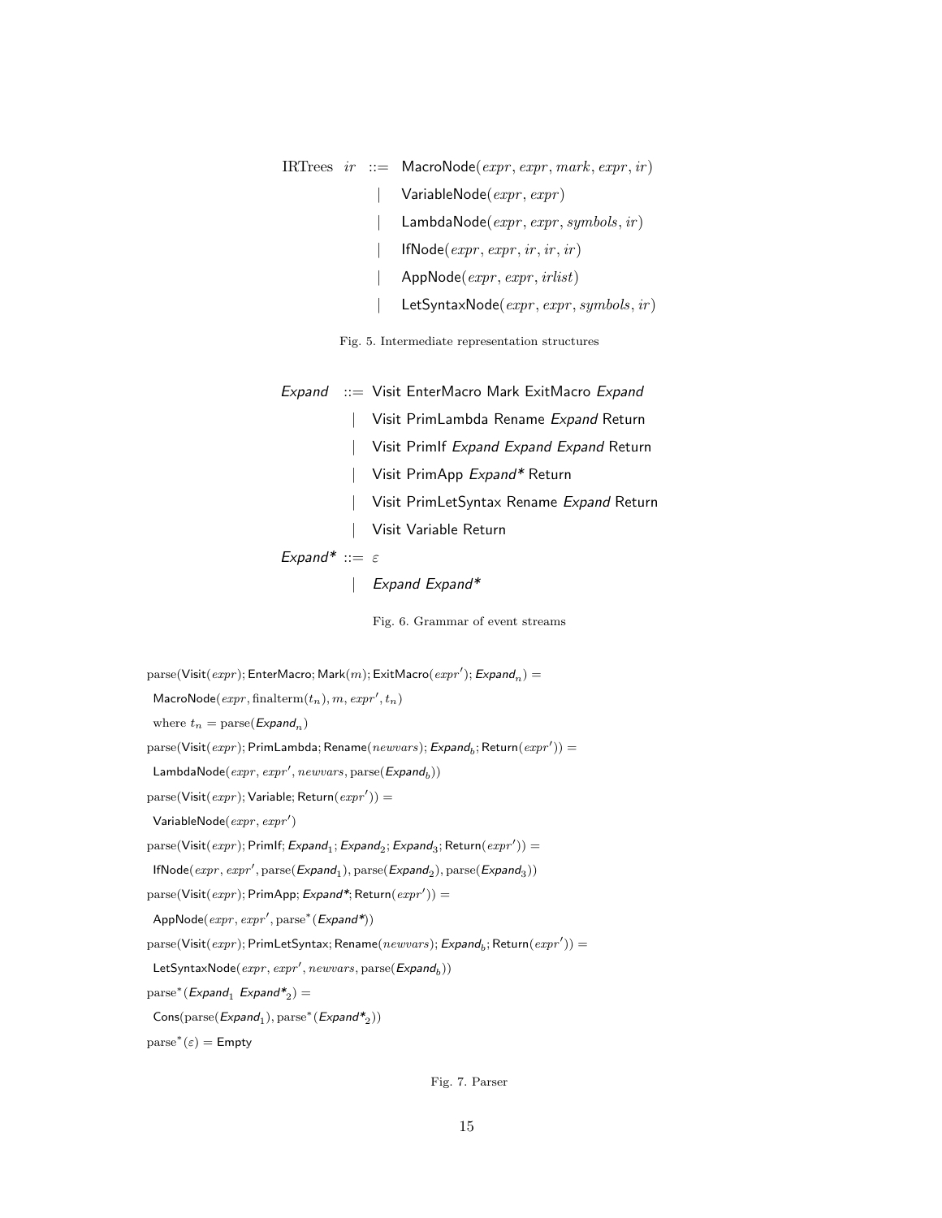$$
\begin{array}{llll}
\text{IRTrees} & ir & ::= & \mathsf{MacroNode}(expr, expr, mark, expr, ir) \\
 & & | & \mathsf{VariableNode}(expr, expr) \\
 & & | & \mathsf{LambdaNode}(expr, expr, symbols, ir) \\
 & & | & \mathsf{IfNode}(expr, expr, ir, ir, ir) \\
 & & | & \mathsf{AppNode}(expr, expr, irlist) \\
 & & | & \mathsf{LetSyntaxNode}(expr, expr, symbols, ir)
\end{array}
$$

Fig. 5. Intermediate representation structures

$$
\begin{array}{lll}
\mathit{Expand} & ::= & \mathsf{Visit\ EnterMacro\ Mark\ ExitMacro}\ \mathit{Expand} \\
 & | & \mathsf{Visit\ PrimLambda\ Rename}\ \mathit{Expand}\ \mathsf{Return} \\
 & | & \mathsf{Visit\ PrimIf}\ \mathit{Expand\ Expand\ Expand}\ \mathsf{Return} \\
 & | & \mathsf{Visit\ PrimApp}\ \mathit{Expand*}\ \mathsf{Return} \\
 & | & \mathsf{Visit\ PrimLetSyntax\ Rename}\ \mathit{Expand}\ \mathsf{Return} \\
 & | & \mathsf{Visit\ Variable\ Return} \\
\mathit{Expand*} & ::= & \varepsilon \\
 & | & \mathit{Expand\ Expand*}
\end{array}
$$

Fig. 6. Grammar of event streams

$\mathrm{parse}(\mathsf{Visit}(expr); \mathsf{EnterMacro}; \mathsf{Mark}(m); \mathsf{ExitMacro}(expr'); \mathit{Expand}_n) =$

$\quad \mathsf{MacroNode}(expr, \mathrm{finalterm}(t_n), m, expr', t_n)$

$\quad$ where $t_n = \mathrm{parse}(\mathit{Expand}_n)$

$\mathrm{parse}(\mathsf{Visit}(expr); \mathsf{PrimLambda}; \mathsf{Rename}(newvars); \mathit{Expand}_b; \mathsf{Return}(expr')) =$

$\quad \mathsf{LambdaNode}(expr, expr', newvars, \mathrm{parse}(\mathit{Expand}_b))$

$\mathrm{parse}(\mathsf{Visit}(expr); \mathsf{Variable}; \mathsf{Return}(expr')) =$

$\quad \mathsf{VariableNode}(expr, expr')$

$\mathrm{parse}(\mathsf{Visit}(expr); \mathsf{PrimIf}; \mathit{Expand}_1; \mathit{Expand}_2; \mathit{Expand}_3; \mathsf{Return}(expr')) =$

$\quad \mathsf{IfNode}(expr, expr', \mathrm{parse}(\mathit{Expand}_1), \mathrm{parse}(\mathit{Expand}_2), \mathrm{parse}(\mathit{Expand}_3))$

$\mathrm{parse}(\mathsf{Visit}(expr); \mathsf{PrimApp}; \mathit{Expand*}; \mathsf{Return}(expr')) =$

$\quad \mathsf{AppNode}(expr, expr', \mathrm{parse}^*(\mathit{Expand*}))$

$\mathrm{parse}(\mathsf{Visit}(expr); \mathsf{PrimLetSyntax}; \mathsf{Rename}(newvars); \mathit{Expand}_b; \mathsf{Return}(expr')) =$

$\quad \mathsf{LetSyntaxNode}(expr, expr', newvars, \mathrm{parse}(\mathit{Expand}_b))$

$\mathrm{parse}^*(\mathit{Expand}_1\ \mathit{Expand*}_2) =$

$\quad \mathsf{Cons}(\mathrm{parse}(\mathit{Expand}_1), \mathrm{parse}^*(\mathit{Expand*}_2))$

$\mathrm{parse}^*(\varepsilon) = \mathsf{Empty}$

Fig. 7. Parser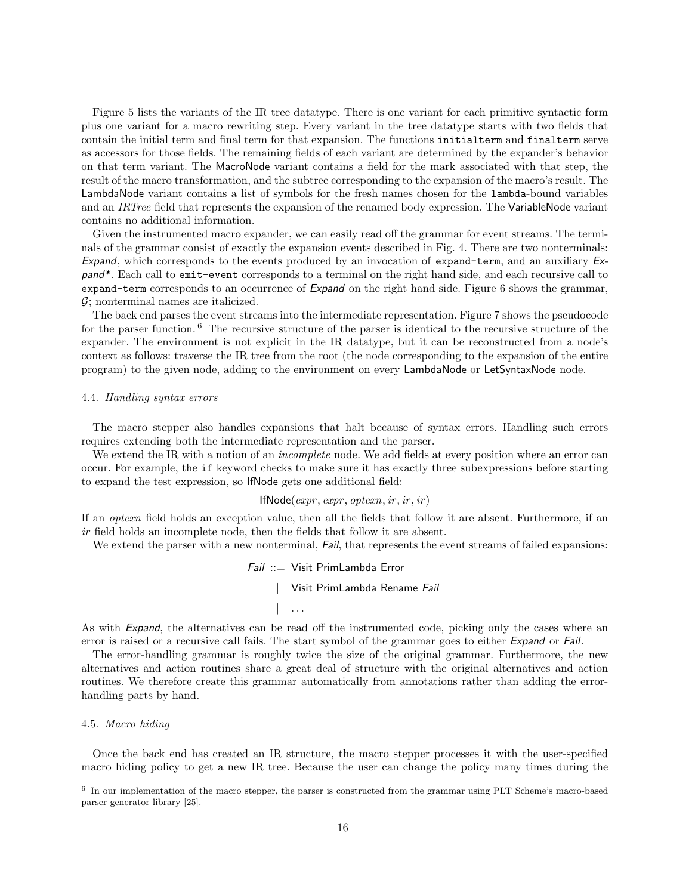Figure 5 lists the variants of the IR tree datatype. There is one variant for each primitive syntactic form plus one variant for a macro rewriting step. Every variant in the tree datatype starts with two fields that contain the initial term and final term for that expansion. The functions `initialterm` and `finalterm` serve as accessors for those fields. The remaining fields of each variant are determined by the expander's behavior on that term variant. The MacroNode variant contains a field for the mark associated with that step, the result of the macro transformation, and the subtree corresponding to the expansion of the macro's result. The LambdaNode variant contains a list of symbols for the fresh names chosen for the `lambda`-bound variables and an *IRTree* field that represents the expansion of the renamed body expression. The VariableNode variant contains no additional information.

Given the instrumented macro expander, we can easily read off the grammar for event streams. The terminals of the grammar consist of exactly the expansion events described in Fig. 4. There are two nonterminals: *Expand*, which corresponds to the events produced by an invocation of `expand-term`, and an auxiliary *Expand\**. Each call to `emit-event` corresponds to a terminal on the right hand side, and each recursive call to `expand-term` corresponds to an occurrence of *Expand* on the right hand side. Figure 6 shows the grammar, $\mathcal{G}$; nonterminal names are italicized.

The back end parses the event streams into the intermediate representation. Figure 7 shows the pseudocode for the parser function. [6] The recursive structure of the parser is identical to the recursive structure of the expander. The environment is not explicit in the IR datatype, but it can be reconstructed from a node's context as follows: traverse the IR tree from the root (the node corresponding to the expansion of the entire program) to the given node, adding to the environment on every LambdaNode or LetSyntaxNode node.

### 4.4. *Handling syntax errors*

The macro stepper also handles expansions that halt because of syntax errors. Handling such errors requires extending both the intermediate representation and the parser.

We extend the IR with a notion of an *incomplete* node. We add fields at every position where an error can occur. For example, the `if` keyword checks to make sure it has exactly three subexpressions before starting to expand the test expression, so IfNode gets one additional field:

$$\mathsf{IfNode}(expr, expr, optexn, ir, ir, ir)$$

If an *optexn* field holds an exception value, then all the fields that follow it are absent. Furthermore, if an *ir* field holds an incomplete node, then the fields that follow it are absent.

We extend the parser with a new nonterminal, *Fail*, that represents the event streams of failed expansions:

```
Fail ::= Visit PrimLambda Error
       | Visit PrimLambda Rename Fail
       | ...
```

As with *Expand*, the alternatives can be read off the instrumented code, picking only the cases where an error is raised or a recursive call fails. The start symbol of the grammar goes to either *Expand* or *Fail*.

The error-handling grammar is roughly twice the size of the original grammar. Furthermore, the new alternatives and action routines share a great deal of structure with the original alternatives and action routines. We therefore create this grammar automatically from annotations rather than adding the error-handling parts by hand.

### 4.5. *Macro hiding*

Once the back end has created an IR structure, the macro stepper processes it with the user-specified macro hiding policy to get a new IR tree. Because the user can change the policy many times during the

[6] In our implementation of the macro stepper, the parser is constructed from the grammar using PLT Scheme's macro-based parser generator library [25].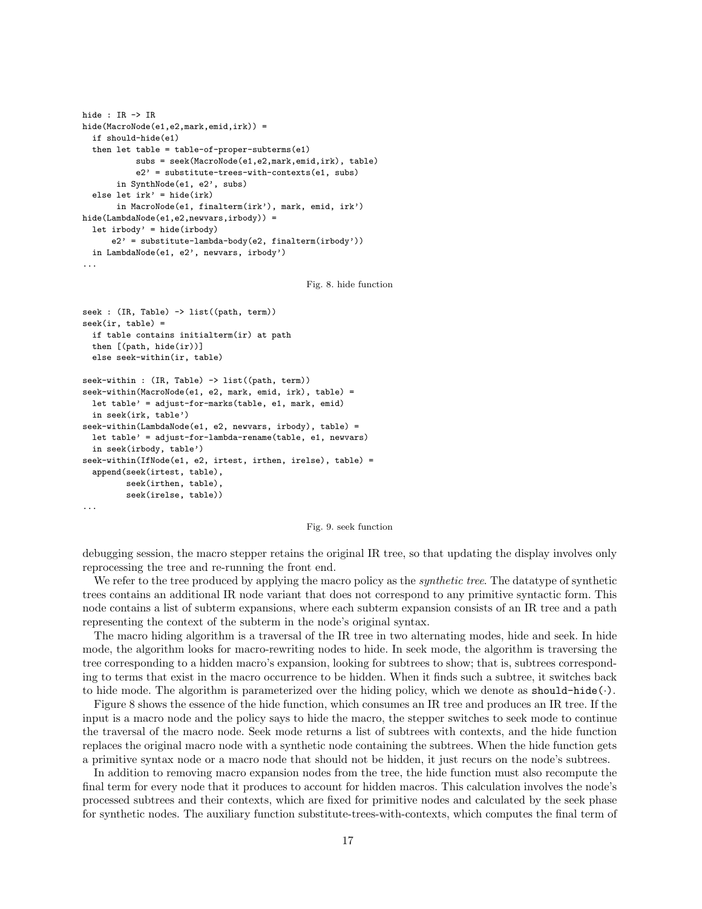```
hide : IR -> IR
hide(MacroNode(e1,e2,mark,emid,irk)) =
  if should-hide(e1)
  then let table = table-of-proper-subterms(e1)
           subs = seek(MacroNode(e1,e2,mark,emid,irk), table)
           e2' = substitute-trees-with-contexts(e1, subs)
       in SynthNode(e1, e2', subs)
  else let irk' = hide(irk)
       in MacroNode(e1, finalterm(irk'), mark, emid, irk')
hide(LambdaNode(e1,e2,newvars,irbody)) =
  let irbody' = hide(irbody)
      e2' = substitute-lambda-body(e2, finalterm(irbody'))
  in LambdaNode(e1, e2', newvars, irbody')
...
```

Fig. 8. hide function

```
seek : (IR, Table) -> list((path, term))
seek(ir, table) =
  if table contains initialterm(ir) at path
  then [(path, hide(ir))]
  else seek-within(ir, table)

seek-within : (IR, Table) -> list((path, term))
seek-within(MacroNode(e1, e2, mark, emid, irk), table) =
  let table' = adjust-for-marks(table, e1, mark, emid)
  in seek(irk, table')
seek-within(LambdaNode(e1, e2, newvars, irbody), table) =
  let table' = adjust-for-lambda-rename(table, e1, newvars)
  in seek(irbody, table')
seek-within(IfNode(e1, e2, irtest, irthen, irelse), table) =
  append(seek(irtest, table),
         seek(irthen, table),
         seek(irelse, table))
...
```

Fig. 9. seek function

debugging session, the macro stepper retains the original IR tree, so that updating the display involves only reprocessing the tree and re-running the front end.

We refer to the tree produced by applying the macro policy as the *synthetic tree*. The datatype of synthetic trees contains an additional IR node variant that does not correspond to any primitive syntactic form. This node contains a list of subterm expansions, where each subterm expansion consists of an IR tree and a path representing the context of the subterm in the node's original syntax.

The macro hiding algorithm is a traversal of the IR tree in two alternating modes, hide and seek. In hide mode, the algorithm looks for macro-rewriting nodes to hide. In seek mode, the algorithm is traversing the tree corresponding to a hidden macro's expansion, looking for subtrees to show; that is, subtrees corresponding to terms that exist in the macro occurrence to be hidden. When it finds such a subtree, it switches back to hide mode. The algorithm is parameterized over the hiding policy, which we denote as `should-hide(·)`.

Figure 8 shows the essence of the hide function, which consumes an IR tree and produces an IR tree. If the input is a macro node and the policy says to hide the macro, the stepper switches to seek mode to continue the traversal of the macro node. Seek mode returns a list of subtrees with contexts, and the hide function replaces the original macro node with a synthetic node containing the subtrees. When the hide function gets a primitive syntax node or a macro node that should not be hidden, it just recurs on the node's subtrees.

In addition to removing macro expansion nodes from the tree, the hide function must also recompute the final term for every node that it produces to account for hidden macros. This calculation involves the node's processed subtrees and their contexts, which are fixed for primitive nodes and calculated by the seek phase for synthetic nodes. The auxiliary function substitute-trees-with-contexts, which computes the final term of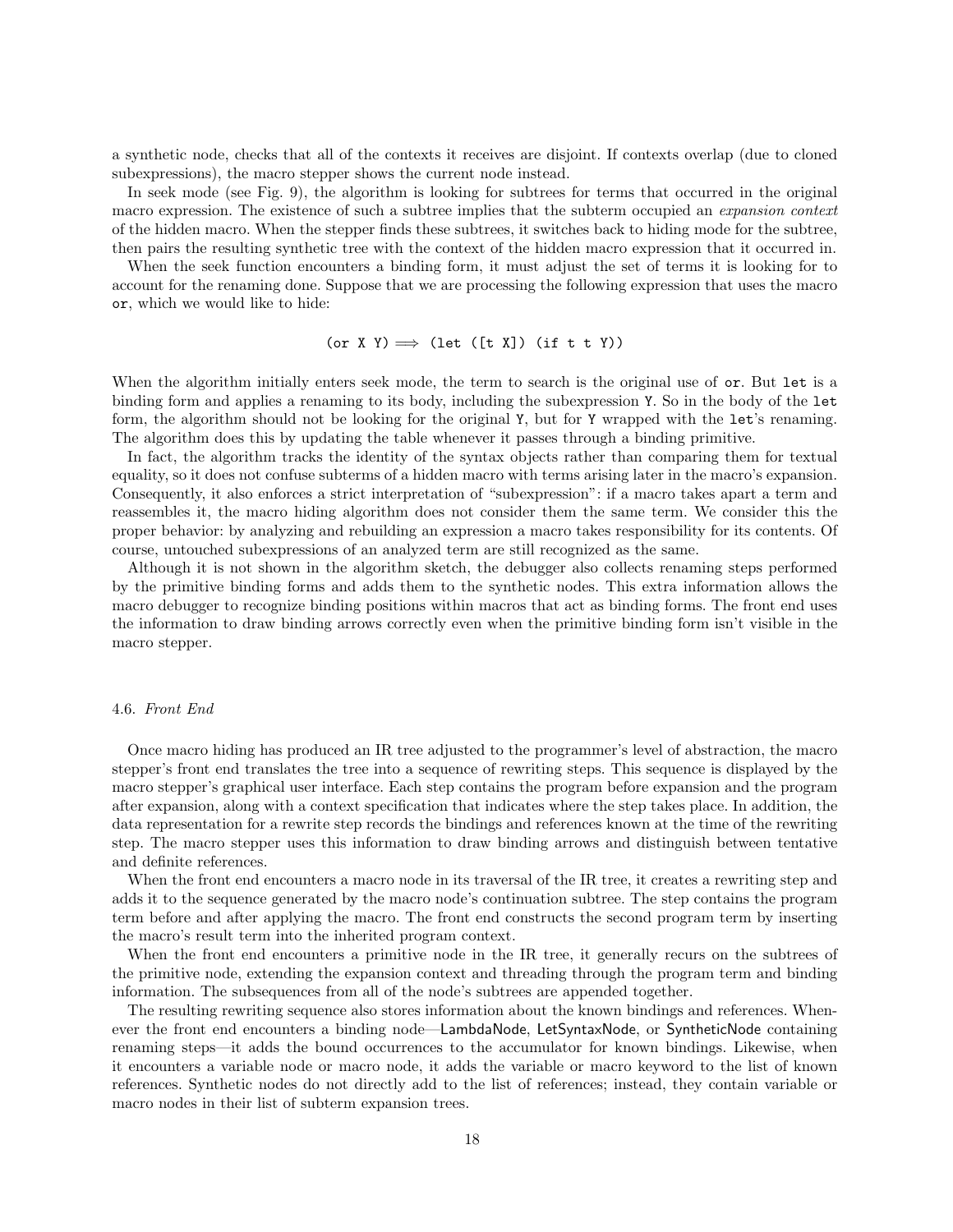a synthetic node, checks that all of the contexts it receives are disjoint. If contexts overlap (due to cloned subexpressions), the macro stepper shows the current node instead.

In seek mode (see Fig. 9), the algorithm is looking for subtrees for terms that occurred in the original macro expression. The existence of such a subtree implies that the subterm occupied an *expansion context* of the hidden macro. When the stepper finds these subtrees, it switches back to hiding mode for the subtree, then pairs the resulting synthetic tree with the context of the hidden macro expression that it occurred in.

When the seek function encounters a binding form, it must adjust the set of terms it is looking for to account for the renaming done. Suppose that we are processing the following expression that uses the macro `or`, which we would like to hide:

```
(or X Y) ⟹ (let ([t X]) (if t t Y))
```

When the algorithm initially enters seek mode, the term to search is the original use of `or`. But `let` is a binding form and applies a renaming to its body, including the subexpression `Y`. So in the body of the `let` form, the algorithm should not be looking for the original `Y`, but for `Y` wrapped with the `let`'s renaming. The algorithm does this by updating the table whenever it passes through a binding primitive.

In fact, the algorithm tracks the identity of the syntax objects rather than comparing them for textual equality, so it does not confuse subterms of a hidden macro with terms arising later in the macro's expansion. Consequently, it also enforces a strict interpretation of "subexpression": if a macro takes apart a term and reassembles it, the macro hiding algorithm does not consider them the same term. We consider this the proper behavior: by analyzing and rebuilding an expression a macro takes responsibility for its contents. Of course, untouched subexpressions of an analyzed term are still recognized as the same.

Although it is not shown in the algorithm sketch, the debugger also collects renaming steps performed by the primitive binding forms and adds them to the synthetic nodes. This extra information allows the macro debugger to recognize binding positions within macros that act as binding forms. The front end uses the information to draw binding arrows correctly even when the primitive binding form isn't visible in the macro stepper.

### 4.6. *Front End*

Once macro hiding has produced an IR tree adjusted to the programmer's level of abstraction, the macro stepper's front end translates the tree into a sequence of rewriting steps. This sequence is displayed by the macro stepper's graphical user interface. Each step contains the program before expansion and the program after expansion, along with a context specification that indicates where the step takes place. In addition, the data representation for a rewrite step records the bindings and references known at the time of the rewriting step. The macro stepper uses this information to draw binding arrows and distinguish between tentative and definite references.

When the front end encounters a macro node in its traversal of the IR tree, it creates a rewriting step and adds it to the sequence generated by the macro node's continuation subtree. The step contains the program term before and after applying the macro. The front end constructs the second program term by inserting the macro's result term into the inherited program context.

When the front end encounters a primitive node in the IR tree, it generally recurs on the subtrees of the primitive node, extending the expansion context and threading through the program term and binding information. The subsequences from all of the node's subtrees are appended together.

The resulting rewriting sequence also stores information about the known bindings and references. Whenever the front end encounters a binding node—LambdaNode, LetSyntaxNode, or SyntheticNode containing renaming steps—it adds the bound occurrences to the accumulator for known bindings. Likewise, when it encounters a variable node or macro node, it adds the variable or macro keyword to the list of known references. Synthetic nodes do not directly add to the list of references; instead, they contain variable or macro nodes in their list of subterm expansion trees.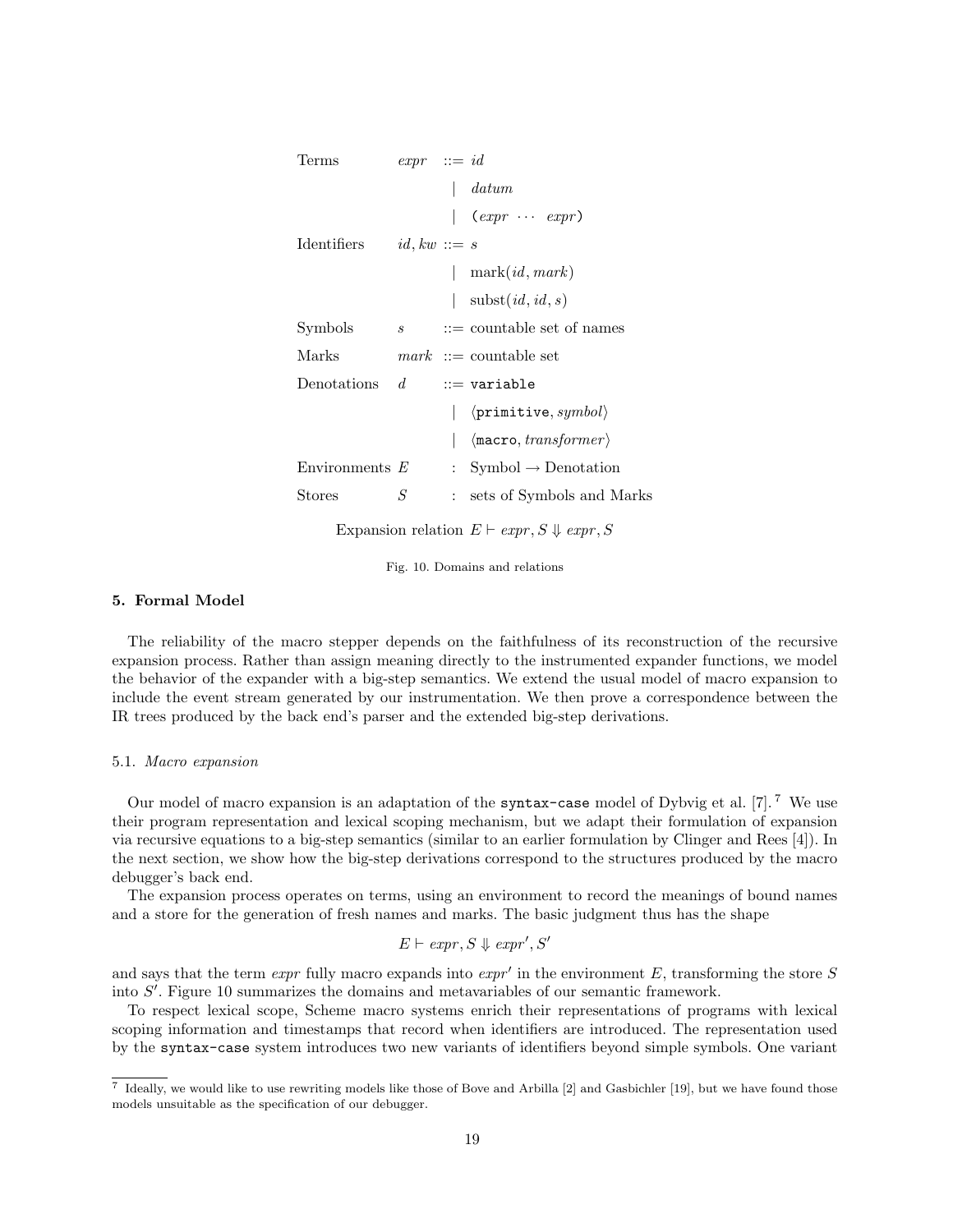$$
\begin{array}{llcl}
\text{Terms} & \mathit{expr} & ::= & \mathit{id} \\
 & & | & \mathit{datum} \\
 & & | & (\mathit{expr} \ \cdots \ \mathit{expr}) \\
\text{Identifiers} & \mathit{id}, \mathit{kw} & ::= & s \\
 & & | & \text{mark}(\mathit{id}, \mathit{mark}) \\
 & & | & \text{subst}(\mathit{id}, \mathit{id}, s) \\
\text{Symbols} & s & ::= & \text{countable set of names} \\
\text{Marks} & \mathit{mark} & ::= & \text{countable set} \\
\text{Denotations} & d & ::= & \texttt{variable} \\
 & & | & \langle \texttt{primitive}, \mathit{symbol} \rangle \\
 & & | & \langle \texttt{macro}, \mathit{transformer} \rangle \\
\text{Environments} & E & : & \text{Symbol} \rightarrow \text{Denotation} \\
\text{Stores} & S & : & \text{sets of Symbols and Marks}
\end{array}
$$

$$
\text{Expansion relation } E \vdash \mathit{expr}, S \Downarrow \mathit{expr}, S
$$

Fig. 10. Domains and relations

## 5. Formal Model

The reliability of the macro stepper depends on the faithfulness of its reconstruction of the recursive expansion process. Rather than assign meaning directly to the instrumented expander functions, we model the behavior of the expander with a big-step semantics. We extend the usual model of macro expansion to include the event stream generated by our instrumentation. We then prove a correspondence between the IR trees produced by the back end's parser and the extended big-step derivations.

### 5.1. *Macro expansion*

Our model of macro expansion is an adaptation of the `syntax-case` model of Dybvig et al. [7].[7] We use their program representation and lexical scoping mechanism, but we adapt their formulation of expansion via recursive equations to a big-step semantics (similar to an earlier formulation by Clinger and Rees [4]). In the next section, we show how the big-step derivations correspond to the structures produced by the macro debugger's back end.

The expansion process operates on terms, using an environment to record the meanings of bound names and a store for the generation of fresh names and marks. The basic judgment thus has the shape

$$
E \vdash \mathit{expr}, S \Downarrow \mathit{expr}', S'
$$

and says that the term *expr* fully macro expands into $\mathit{expr}'$ in the environment $E$, transforming the store $S$ into $S'$. Figure 10 summarizes the domains and metavariables of our semantic framework.

To respect lexical scope, Scheme macro systems enrich their representations of programs with lexical scoping information and timestamps that record when identifiers are introduced. The representation used by the `syntax-case` system introduces two new variants of identifiers beyond simple symbols. One variant

[7] Ideally, we would like to use rewriting models like those of Bove and Arbilla [2] and Gasbichler [19], but we have found those models unsuitable as the specification of our debugger.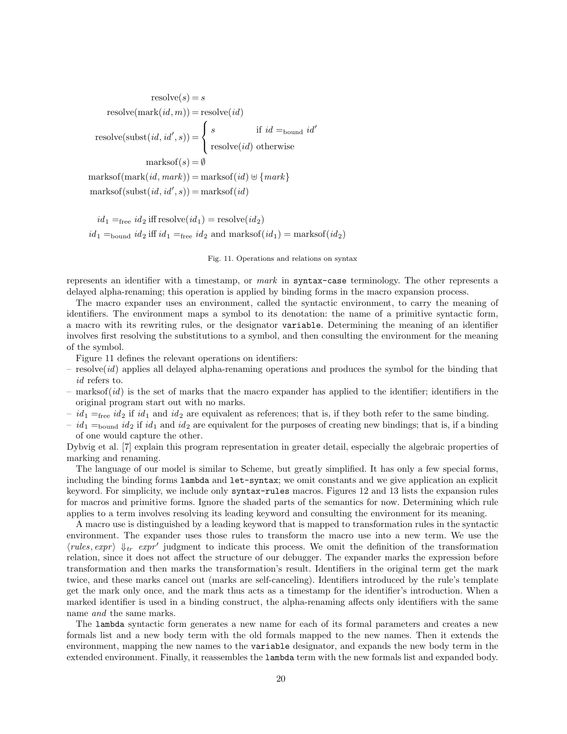$$
\begin{aligned}
\text{resolve}(s) &= s \\
\text{resolve}(\text{mark}(id, m)) &= \text{resolve}(id) \\
\text{resolve}(\text{subst}(id, id', s)) &= \begin{cases} s & \text{if } id =_{\text{bound}} id' \\ \text{resolve}(id) & \text{otherwise} \end{cases} \\
\text{marksof}(s) &= \emptyset \\
\text{marksof}(\text{mark}(id, \mathit{mark})) &= \text{marksof}(id) \uplus \{\mathit{mark}\} \\
\text{marksof}(\text{subst}(id, id', s)) &= \text{marksof}(id)
\end{aligned}
$$

$$
\begin{aligned}
id_1 =_{\text{free}} id_2 &\text{ iff } \text{resolve}(id_1) = \text{resolve}(id_2) \\
id_1 =_{\text{bound}} id_2 &\text{ iff } id_1 =_{\text{free}} id_2 \text{ and } \text{marksof}(id_1) = \text{marksof}(id_2)
\end{aligned}
$$

Fig. 11. Operations and relations on syntax

represents an identifier with a timestamp, or *mark* in `syntax-case` terminology. The other represents a delayed alpha-renaming; this operation is applied by binding forms in the macro expansion process.

The macro expander uses an environment, called the syntactic environment, to carry the meaning of identifiers. The environment maps a symbol to its denotation: the name of a primitive syntactic form, a macro with its rewriting rules, or the designator `variable`. Determining the meaning of an identifier involves first resolving the substitutions to a symbol, and then consulting the environment for the meaning of the symbol.

Figure 11 defines the relevant operations on identifiers:

- resolve($id$) applies all delayed alpha-renaming operations and produces the symbol for the binding that $id$ refers to.
- marksof($id$) is the set of marks that the macro expander has applied to the identifier; identifiers in the original program start out with no marks.
- $id_1 =_{\text{free}} id_2$ if $id_1$ and $id_2$ are equivalent as references; that is, if they both refer to the same binding.
- $id_1 =_{\text{bound}} id_2$ if $id_1$ and $id_2$ are equivalent for the purposes of creating new bindings; that is, if a binding of one would capture the other.

Dybvig et al. [7] explain this program representation in greater detail, especially the algebraic properties of marking and renaming.

The language of our model is similar to Scheme, but greatly simplified. It has only a few special forms, including the binding forms `lambda` and `let-syntax`; we omit constants and we give application an explicit keyword. For simplicity, we include only `syntax-rules` macros. Figures 12 and 13 lists the expansion rules for macros and primitive forms. Ignore the shaded parts of the semantics for now. Determining which rule applies to a term involves resolving its leading keyword and consulting the environment for its meaning.

A macro use is distinguished by a leading keyword that is mapped to transformation rules in the syntactic environment. The expander uses those rules to transform the macro use into a new term. We use the $\langle \mathit{rules}, \mathit{expr} \rangle \Downarrow_{tr} \mathit{expr}'$ judgment to indicate this process. We omit the definition of the transformation relation, since it does not affect the structure of our debugger. The expander marks the expression before transformation and then marks the transformation's result. Identifiers in the original term get the mark twice, and these marks cancel out (marks are self-canceling). Identifiers introduced by the rule's template get the mark only once, and the mark thus acts as a timestamp for the identifier's introduction. When a marked identifier is used in a binding construct, the alpha-renaming affects only identifiers with the same name *and* the same marks.

The `lambda` syntactic form generates a new name for each of its formal parameters and creates a new formals list and a new body term with the old formals mapped to the new names. Then it extends the environment, mapping the new names to the `variable` designator, and expands the new body term in the extended environment. Finally, it reassembles the `lambda` term with the new formals list and expanded body.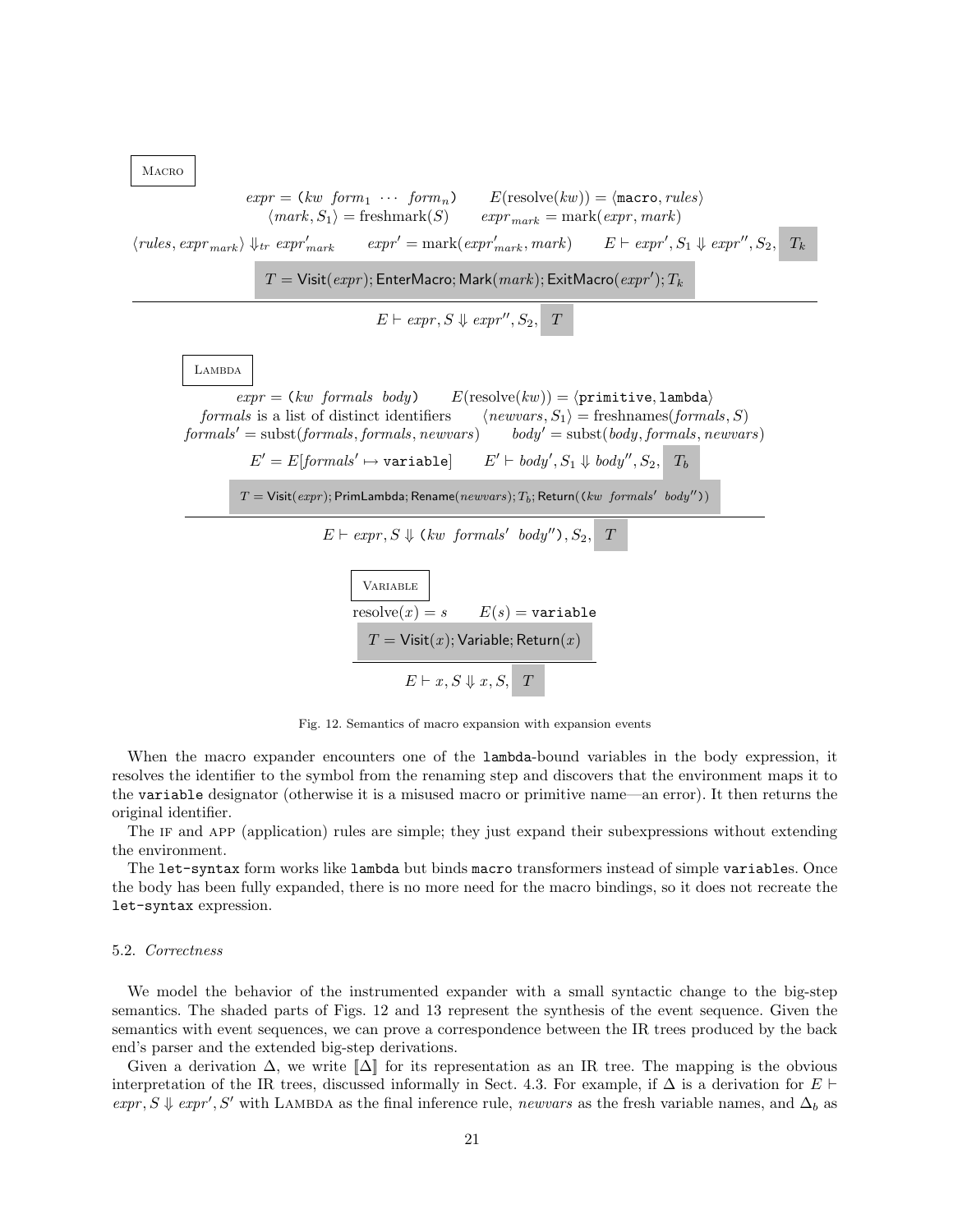**Macro**

$$
\frac{
\begin{array}{c}
expr = \texttt{(}kw\ \ form_1\ \cdots\ form_n\texttt{)} \qquad E(\text{resolve}(kw)) = \langle \texttt{macro}, rules\rangle \\
\langle mark, S_1\rangle = \text{freshmark}(S) \qquad expr_{mark} = \text{mark}(expr, mark) \\
\langle rules, expr_{mark}\rangle \Downarrow_{tr} expr'_{mark} \qquad expr' = \text{mark}(expr'_{mark}, mark) \qquad E \vdash expr', S_1 \Downarrow expr'', S_2,\ T_k \\
T = \mathsf{Visit}(expr); \mathsf{EnterMacro}; \mathsf{Mark}(mark); \mathsf{ExitMacro}(expr'); T_k
\end{array}
}{
E \vdash expr, S \Downarrow expr'', S_2,\ T
}
$$

**Lambda**

$$
\frac{
\begin{array}{c}
expr = \texttt{(}kw\ \ formals\ \ body\texttt{)} \qquad E(\text{resolve}(kw)) = \langle \texttt{primitive}, \texttt{lambda}\rangle \\
formals \text{ is a list of distinct identifiers} \qquad \langle newvars, S_1\rangle = \text{freshnames}(formals, S) \\
formals' = \text{subst}(formals, formals, newvars) \qquad body' = \text{subst}(body, formals, newvars) \\
E' = E[formals' \mapsto \texttt{variable}] \qquad E' \vdash body', S_1 \Downarrow body'', S_2,\ T_b \\
T = \mathsf{Visit}(expr); \mathsf{PrimLambda}; \mathsf{Rename}(newvars); T_b; \mathsf{Return}(\texttt{(}kw\ \ formals'\ \ body''\texttt{)})
\end{array}
}{
E \vdash expr, S \Downarrow \texttt{(}kw\ \ formals'\ \ body''\texttt{)}, S_2,\ T
}
$$

**Variable**

$$
\frac{
\begin{array}{c}
\text{resolve}(x) = s \qquad E(s) = \texttt{variable} \\
T = \mathsf{Visit}(x); \mathsf{Variable}; \mathsf{Return}(x)
\end{array}
}{
E \vdash x, S \Downarrow x, S,\ T
}
$$

Fig. 12. Semantics of macro expansion with expansion events

When the macro expander encounters one of the `lambda`-bound variables in the body expression, it resolves the identifier to the symbol from the renaming step and discovers that the environment maps it to the `variable` designator (otherwise it is a misused macro or primitive name—an error). It then returns the original identifier.

The IF and APP (application) rules are simple; they just expand their subexpressions without extending the environment.

The `let-syntax` form works like `lambda` but binds `macro` transformers instead of simple `variable`s. Once the body has been fully expanded, there is no more need for the macro bindings, so it does not recreate the `let-syntax` expression.

### 5.2. *Correctness*

We model the behavior of the instrumented expander with a small syntactic change to the big-step semantics. The shaded parts of Figs. 12 and 13 represent the synthesis of the event sequence. Given the semantics with event sequences, we can prove a correspondence between the IR trees produced by the back end's parser and the extended big-step derivations.

Given a derivation $\Delta$, we write $[\![\Delta]\!]$ for its representation as an IR tree. The mapping is the obvious interpretation of the IR trees, discussed informally in Sect. 4.3. For example, if $\Delta$ is a derivation for $E \vdash expr, S \Downarrow expr', S'$ with LAMBDA as the final inference rule, *newvars* as the fresh variable names, and $\Delta_b$ as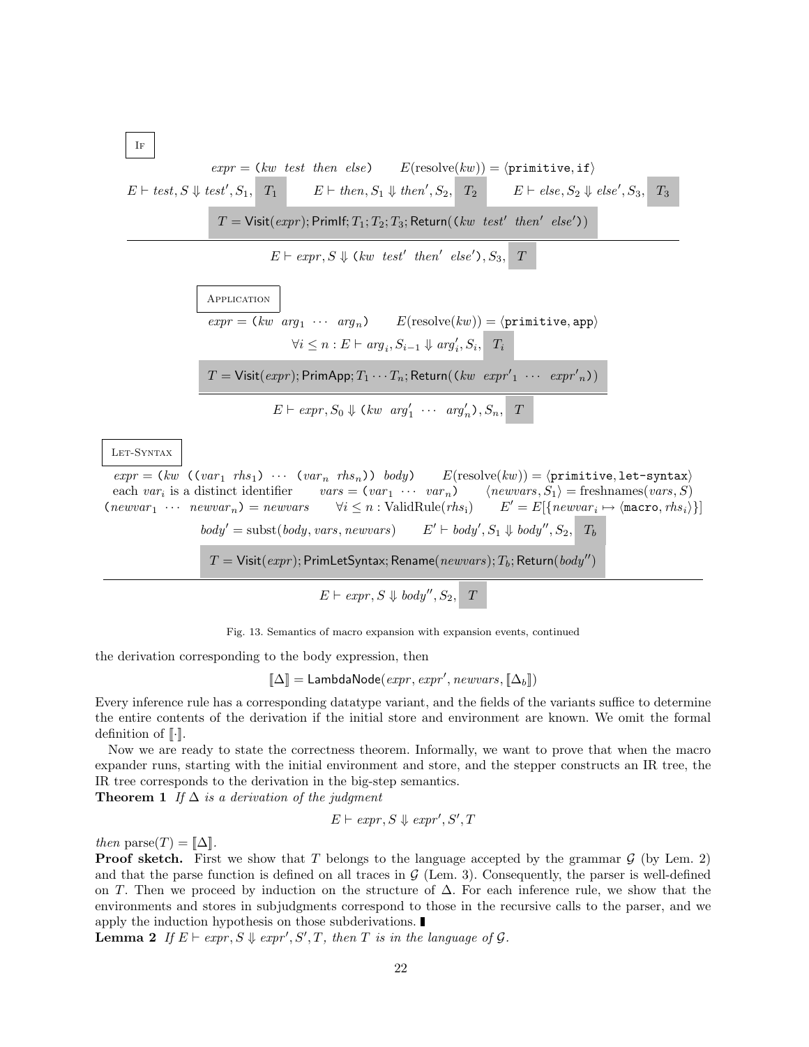If

$$\frac{\begin{array}{c} expr = \texttt{(}kw\ \ test\ \ then\ \ else\texttt{)} \qquad E(\text{resolve}(kw)) = \langle\texttt{primitive}, \texttt{if}\rangle \\ E \vdash test, S \Downarrow test', S_1,\ T_1 \qquad E \vdash then, S_1 \Downarrow then', S_2,\ T_2 \qquad E \vdash else, S_2 \Downarrow else', S_3,\ T_3 \\ T = \mathsf{Visit}(expr); \mathsf{PrimIf}; T_1; T_2; T_3; \mathsf{Return}(\texttt{(}kw\ \ test'\ \ then'\ \ else'\texttt{)}) \end{array}}{E \vdash expr, S \Downarrow \texttt{(}kw\ \ test'\ \ then'\ \ else'\texttt{)}, S_3,\ T}$$

Application

$$\frac{\begin{array}{c} expr = \texttt{(}kw\ \ arg_1\ \ \cdots\ \ arg_n\texttt{)} \qquad E(\text{resolve}(kw)) = \langle\texttt{primitive}, \texttt{app}\rangle \\ \forall i \leq n : E \vdash arg_i, S_{i-1} \Downarrow arg'_i, S_i,\ T_i \\ T = \mathsf{Visit}(expr); \mathsf{PrimApp}; T_1 \cdots T_n; \mathsf{Return}(\texttt{(}kw\ \ expr'_1\ \ \cdots\ \ expr'_n\texttt{)}) \end{array}}{E \vdash expr, S_0 \Downarrow \texttt{(}kw\ \ arg'_1\ \ \cdots\ \ arg'_n\texttt{)}, S_n,\ T}$$

Let-Syntax

$$\frac{\begin{array}{c} expr = \texttt{(}kw\ \ \texttt{((}var_1\ \ rhs_1\texttt{)}\ \cdots\ \texttt{(}var_n\ \ rhs_n\texttt{))}\ \ body\texttt{)} \qquad E(\text{resolve}(kw)) = \langle\texttt{primitive}, \texttt{let-syntax}\rangle \\ \text{each } var_i \text{ is a distinct identifier} \qquad vars = \texttt{(}var_1\ \ \cdots\ \ var_n\texttt{)} \qquad \langle newvars, S_1\rangle = \text{freshnames}(vars, S) \\ \texttt{(}newvar_1\ \ \cdots\ \ newvar_n\texttt{)} = newvars \qquad \forall i \leq n : \text{ValidRule}(rhs_i) \qquad E' = E[\{newvar_i \mapsto \langle\texttt{macro}, rhs_i\rangle\}] \\ body' = \text{subst}(body, vars, newvars) \qquad E' \vdash body', S_1 \Downarrow body'', S_2,\ T_b \\ T = \mathsf{Visit}(expr); \mathsf{PrimLetSyntax}; \mathsf{Rename}(newvars); T_b; \mathsf{Return}(body'') \end{array}}{E \vdash expr, S \Downarrow body'', S_2,\ T}$$

Fig. 13. Semantics of macro expansion with expansion events, continued

the derivation corresponding to the body expression, then

$$[\![\Delta]\!] = \mathsf{LambdaNode}(expr, expr', newvars, [\![\Delta_b]\!])$$

Every inference rule has a corresponding datatype variant, and the fields of the variants suffice to determine the entire contents of the derivation if the initial store and environment are known. We omit the formal definition of $[\![\cdot]\!]$.

Now we are ready to state the correctness theorem. Informally, we want to prove that when the macro expander runs, starting with the initial environment and store, and the stepper constructs an IR tree, the IR tree corresponds to the derivation in the big-step semantics.

**Theorem 1** *If $\Delta$ is a derivation of the judgment*

$$E \vdash expr, S \Downarrow expr', S', T$$

*then* $\text{parse}(T) = [\![\Delta]\!]$.

**Proof sketch.** First we show that $T$ belongs to the language accepted by the grammar $\mathcal{G}$ (by Lem. 2) and that the parse function is defined on all traces in $\mathcal{G}$ (Lem. 3). Consequently, the parser is well-defined on $T$. Then we proceed by induction on the structure of $\Delta$. For each inference rule, we show that the environments and stores in subjudgments correspond to those in the recursive calls to the parser, and we apply the induction hypothesis on those subderivations. ∎

**Lemma 2** *If $E \vdash expr, S \Downarrow expr', S', T$, then $T$ is in the language of $\mathcal{G}$.*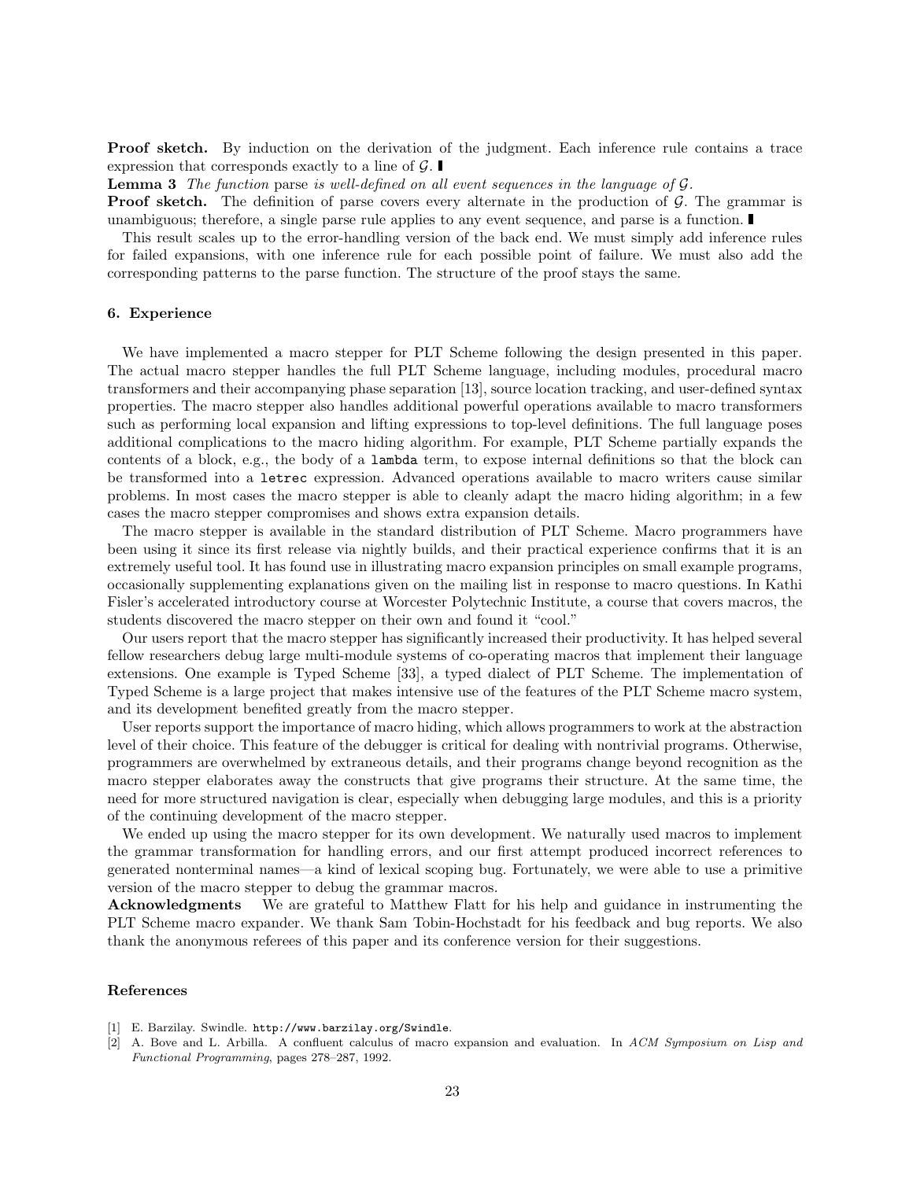**Proof sketch.** By induction on the derivation of the judgment. Each inference rule contains a trace expression that corresponds exactly to a line of $\mathcal{G}$. ∎

**Lemma 3** *The function* parse *is well-defined on all event sequences in the language of* $\mathcal{G}$.

**Proof sketch.** The definition of parse covers every alternate in the production of $\mathcal{G}$. The grammar is unambiguous; therefore, a single parse rule applies to any event sequence, and parse is a function. ∎

This result scales up to the error-handling version of the back end. We must simply add inference rules for failed expansions, with one inference rule for each possible point of failure. We must also add the corresponding patterns to the parse function. The structure of the proof stays the same.

### 6. Experience

We have implemented a macro stepper for PLT Scheme following the design presented in this paper. The actual macro stepper handles the full PLT Scheme language, including modules, procedural macro transformers and their accompanying phase separation [13], source location tracking, and user-defined syntax properties. The macro stepper also handles additional powerful operations available to macro transformers such as performing local expansion and lifting expressions to top-level definitions. The full language poses additional complications to the macro hiding algorithm. For example, PLT Scheme partially expands the contents of a block, e.g., the body of a `lambda` term, to expose internal definitions so that the block can be transformed into a `letrec` expression. Advanced operations available to macro writers cause similar problems. In most cases the macro stepper is able to cleanly adapt the macro hiding algorithm; in a few cases the macro stepper compromises and shows extra expansion details.

The macro stepper is available in the standard distribution of PLT Scheme. Macro programmers have been using it since its first release via nightly builds, and their practical experience confirms that it is an extremely useful tool. It has found use in illustrating macro expansion principles on small example programs, occasionally supplementing explanations given on the mailing list in response to macro questions. In Kathi Fisler's accelerated introductory course at Worcester Polytechnic Institute, a course that covers macros, the students discovered the macro stepper on their own and found it "cool."

Our users report that the macro stepper has significantly increased their productivity. It has helped several fellow researchers debug large multi-module systems of co-operating macros that implement their language extensions. One example is Typed Scheme [33], a typed dialect of PLT Scheme. The implementation of Typed Scheme is a large project that makes intensive use of the features of the PLT Scheme macro system, and its development benefited greatly from the macro stepper.

User reports support the importance of macro hiding, which allows programmers to work at the abstraction level of their choice. This feature of the debugger is critical for dealing with nontrivial programs. Otherwise, programmers are overwhelmed by extraneous details, and their programs change beyond recognition as the macro stepper elaborates away the constructs that give programs their structure. At the same time, the need for more structured navigation is clear, especially when debugging large modules, and this is a priority of the continuing development of the macro stepper.

We ended up using the macro stepper for its own development. We naturally used macros to implement the grammar transformation for handling errors, and our first attempt produced incorrect references to generated nonterminal names—a kind of lexical scoping bug. Fortunately, we were able to use a primitive version of the macro stepper to debug the grammar macros.

**Acknowledgments** We are grateful to Matthew Flatt for his help and guidance in instrumenting the PLT Scheme macro expander. We thank Sam Tobin-Hochstadt for his feedback and bug reports. We also thank the anonymous referees of this paper and its conference version for their suggestions.

### References

[1] E. Barzilay. Swindle. `http://www.barzilay.org/Swindle`.

[2] A. Bove and L. Arbilla. A confluent calculus of macro expansion and evaluation. In *ACM Symposium on Lisp and Functional Programming*, pages 278–287, 1992.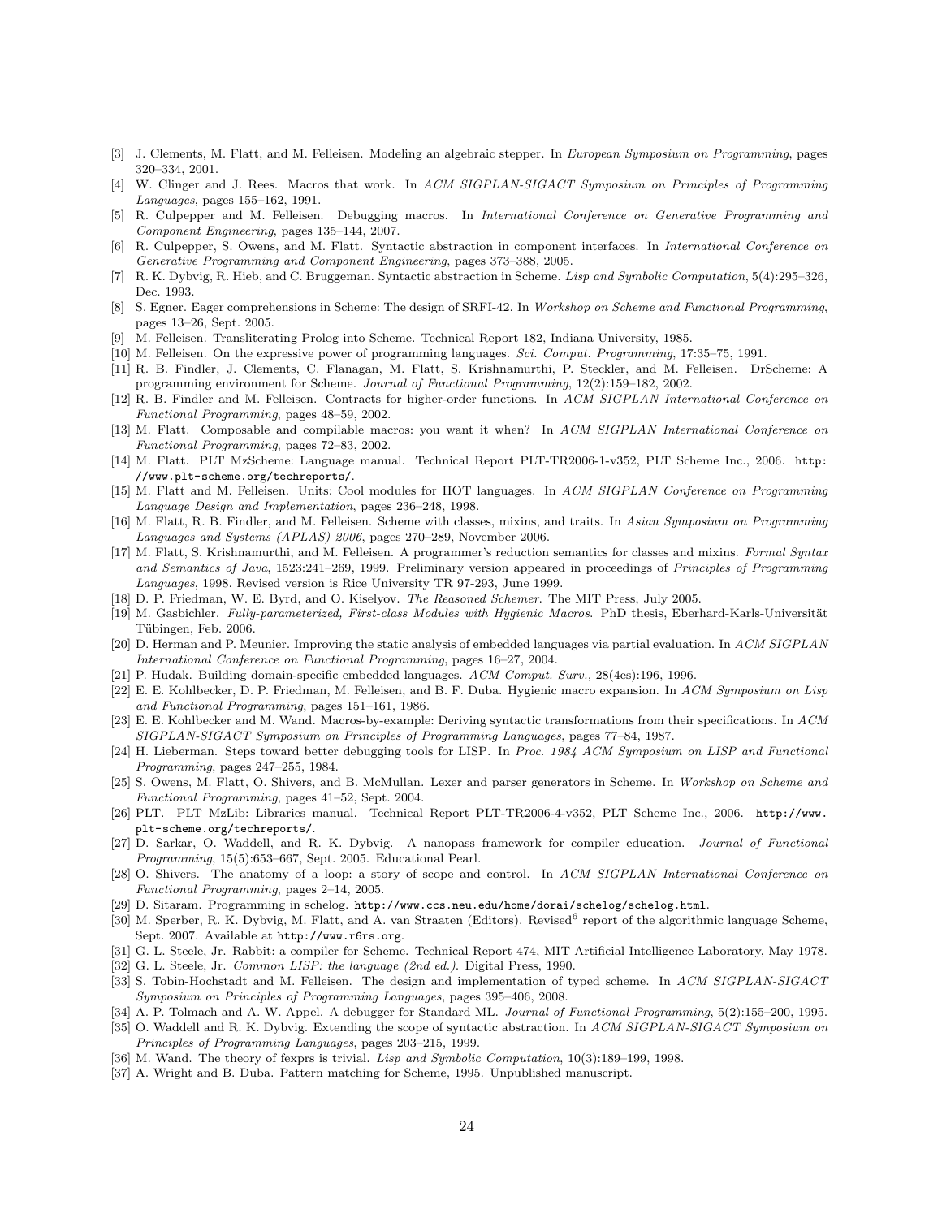[3] J. Clements, M. Flatt, and M. Felleisen. Modeling an algebraic stepper. In *European Symposium on Programming*, pages 320–334, 2001.

[4] W. Clinger and J. Rees. Macros that work. In *ACM SIGPLAN-SIGACT Symposium on Principles of Programming Languages*, pages 155–162, 1991.

[5] R. Culpepper and M. Felleisen. Debugging macros. In *International Conference on Generative Programming and Component Engineering*, pages 135–144, 2007.

[6] R. Culpepper, S. Owens, and M. Flatt. Syntactic abstraction in component interfaces. In *International Conference on Generative Programming and Component Engineering*, pages 373–388, 2005.

[7] R. K. Dybvig, R. Hieb, and C. Bruggeman. Syntactic abstraction in Scheme. *Lisp and Symbolic Computation*, 5(4):295–326, Dec. 1993.

[8] S. Egner. Eager comprehensions in Scheme: The design of SRFI-42. In *Workshop on Scheme and Functional Programming*, pages 13–26, Sept. 2005.

[9] M. Felleisen. Transliterating Prolog into Scheme. Technical Report 182, Indiana University, 1985.

[10] M. Felleisen. On the expressive power of programming languages. *Sci. Comput. Programming*, 17:35–75, 1991.

[11] R. B. Findler, J. Clements, C. Flanagan, M. Flatt, S. Krishnamurthi, P. Steckler, and M. Felleisen. DrScheme: A programming environment for Scheme. *Journal of Functional Programming*, 12(2):159–182, 2002.

[12] R. B. Findler and M. Felleisen. Contracts for higher-order functions. In *ACM SIGPLAN International Conference on Functional Programming*, pages 48–59, 2002.

[13] M. Flatt. Composable and compilable macros: you want it when? In *ACM SIGPLAN International Conference on Functional Programming*, pages 72–83, 2002.

[14] M. Flatt. PLT MzScheme: Language manual. Technical Report PLT-TR2006-1-v352, PLT Scheme Inc., 2006. `http://www.plt-scheme.org/techreports/`.

[15] M. Flatt and M. Felleisen. Units: Cool modules for HOT languages. In *ACM SIGPLAN Conference on Programming Language Design and Implementation*, pages 236–248, 1998.

[16] M. Flatt, R. B. Findler, and M. Felleisen. Scheme with classes, mixins, and traits. In *Asian Symposium on Programming Languages and Systems (APLAS) 2006*, pages 270–289, November 2006.

[17] M. Flatt, S. Krishnamurthi, and M. Felleisen. A programmer's reduction semantics for classes and mixins. *Formal Syntax and Semantics of Java*, 1523:241–269, 1999. Preliminary version appeared in proceedings of *Principles of Programming Languages*, 1998. Revised version is Rice University TR 97-293, June 1999.

[18] D. P. Friedman, W. E. Byrd, and O. Kiselyov. *The Reasoned Schemer*. The MIT Press, July 2005.

[19] M. Gasbichler. *Fully-parameterized, First-class Modules with Hygienic Macros*. PhD thesis, Eberhard-Karls-Universität Tübingen, Feb. 2006.

[20] D. Herman and P. Meunier. Improving the static analysis of embedded languages via partial evaluation. In *ACM SIGPLAN International Conference on Functional Programming*, pages 16–27, 2004.

[21] P. Hudak. Building domain-specific embedded languages. *ACM Comput. Surv.*, 28(4es):196, 1996.

[22] E. E. Kohlbecker, D. P. Friedman, M. Felleisen, and B. F. Duba. Hygienic macro expansion. In *ACM Symposium on Lisp and Functional Programming*, pages 151–161, 1986.

[23] E. E. Kohlbecker and M. Wand. Macros-by-example: Deriving syntactic transformations from their specifications. In *ACM SIGPLAN-SIGACT Symposium on Principles of Programming Languages*, pages 77–84, 1987.

[24] H. Lieberman. Steps toward better debugging tools for LISP. In *Proc. 1984 ACM Symposium on LISP and Functional Programming*, pages 247–255, 1984.

[25] S. Owens, M. Flatt, O. Shivers, and B. McMullan. Lexer and parser generators in Scheme. In *Workshop on Scheme and Functional Programming*, pages 41–52, Sept. 2004.

[26] PLT. PLT MzLib: Libraries manual. Technical Report PLT-TR2006-4-v352, PLT Scheme Inc., 2006. `http://www.plt-scheme.org/techreports/`.

[27] D. Sarkar, O. Waddell, and R. K. Dybvig. A nanopass framework for compiler education. *Journal of Functional Programming*, 15(5):653–667, Sept. 2005. Educational Pearl.

[28] O. Shivers. The anatomy of a loop: a story of scope and control. In *ACM SIGPLAN International Conference on Functional Programming*, pages 2–14, 2005.

[29] D. Sitaram. Programming in schelog. `http://www.ccs.neu.edu/home/dorai/schelog/schelog.html`.

[30] M. Sperber, R. K. Dybvig, M. Flatt, and A. van Straaten (Editors). Revised$^6$ report of the algorithmic language Scheme, Sept. 2007. Available at `http://www.r6rs.org`.

[31] G. L. Steele, Jr. Rabbit: a compiler for Scheme. Technical Report 474, MIT Artificial Intelligence Laboratory, May 1978.

[32] G. L. Steele, Jr. *Common LISP: the language (2nd ed.)*. Digital Press, 1990.

[33] S. Tobin-Hochstadt and M. Felleisen. The design and implementation of typed scheme. In *ACM SIGPLAN-SIGACT Symposium on Principles of Programming Languages*, pages 395–406, 2008.

[34] A. P. Tolmach and A. W. Appel. A debugger for Standard ML. *Journal of Functional Programming*, 5(2):155–200, 1995.

[35] O. Waddell and R. K. Dybvig. Extending the scope of syntactic abstraction. In *ACM SIGPLAN-SIGACT Symposium on Principles of Programming Languages*, pages 203–215, 1999.

[36] M. Wand. The theory of fexprs is trivial. *Lisp and Symbolic Computation*, 10(3):189–199, 1998.

[37] A. Wright and B. Duba. Pattern matching for Scheme, 1995. Unpublished manuscript.